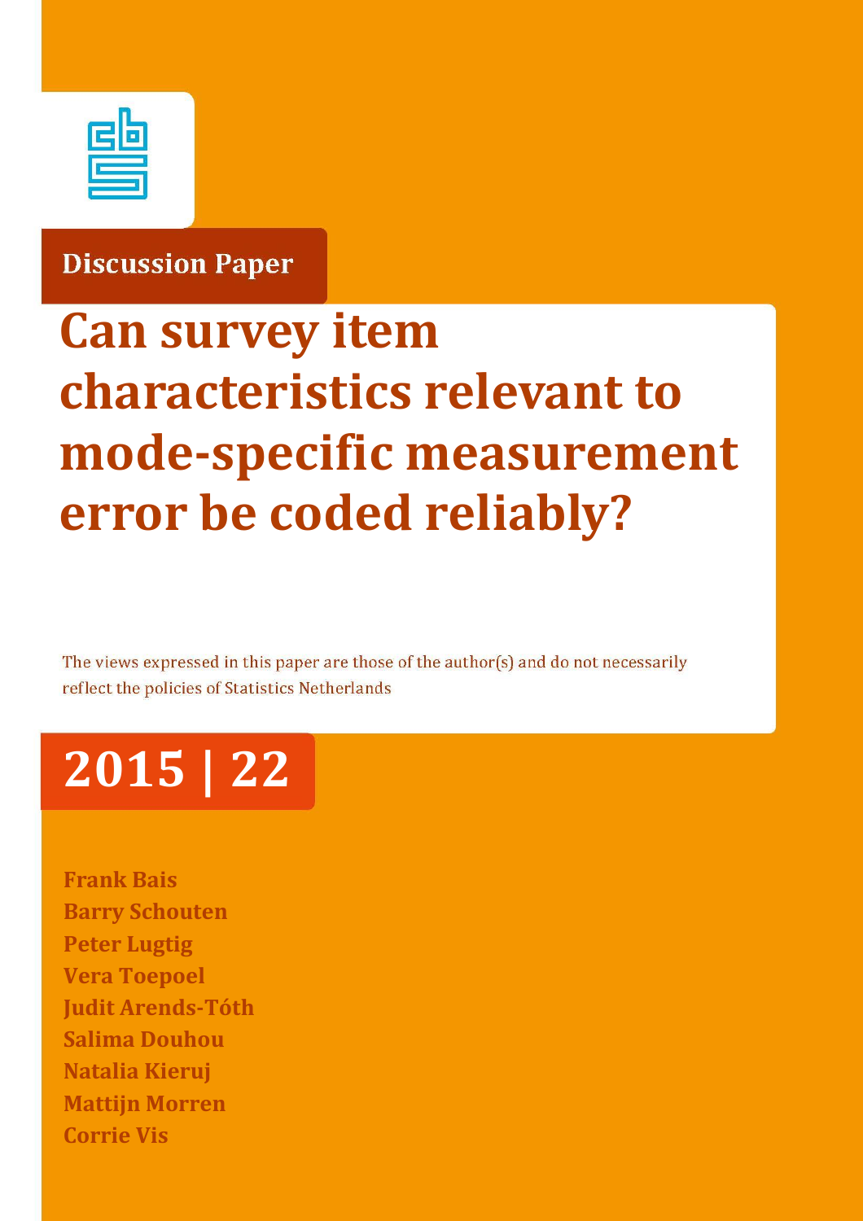Discussion Paper

# Can survey item characteristics relevant to mode-specific measurement error be coded reliably?

The views expressed in this paper are those of the author(s) and do not necessarily reflect the policies of Statistics Netherlands

**2015 | 22**

**Frank Bais**
**Barry Schouten**
**Peter Lugtig**
**Vera Toepoel**
**Judit Arends-Tóth**
**Salima Douhou**
**Natalia Kieruj**
**Mattijn Morren**
**Corrie Vis**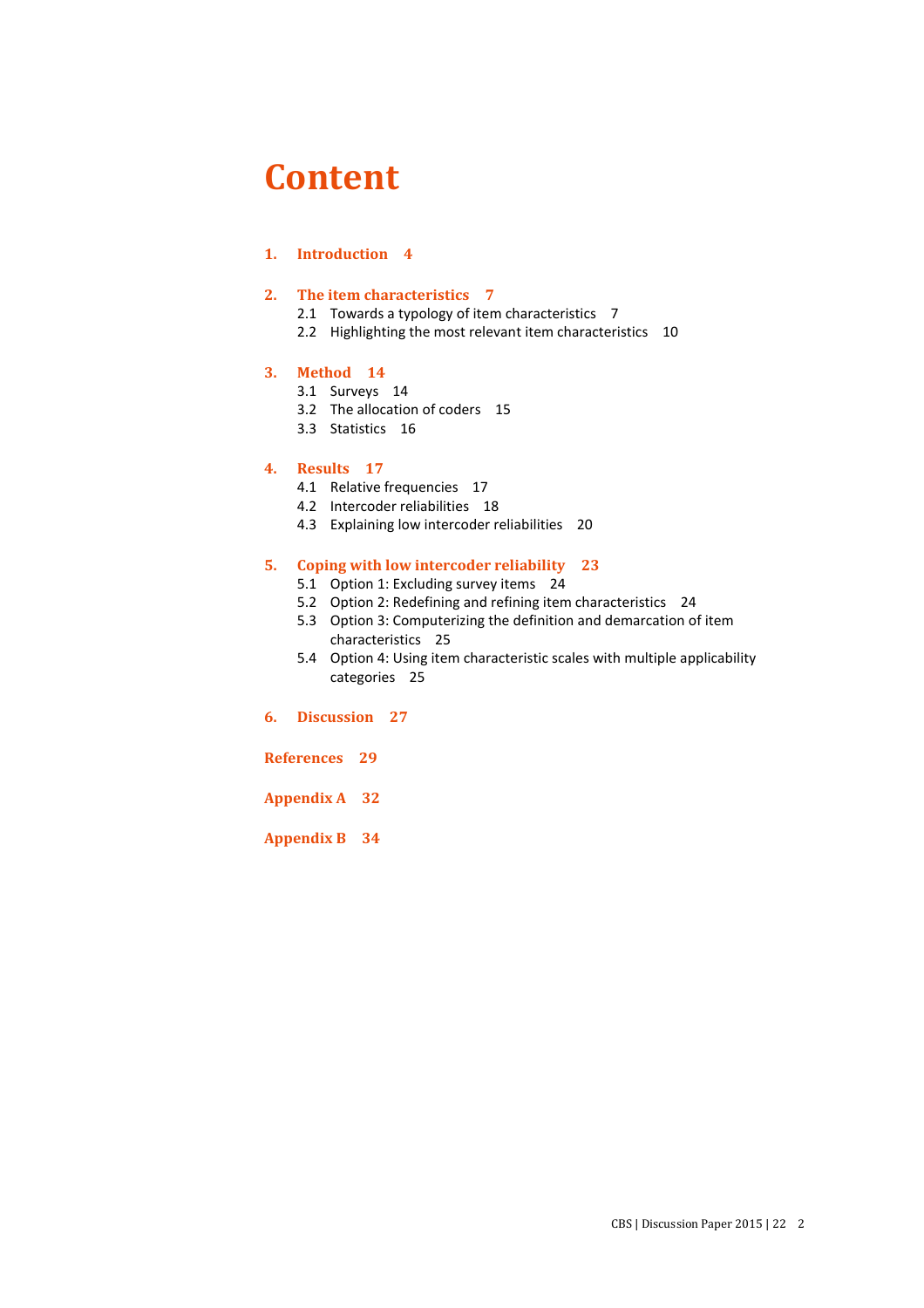# Content

**1. Introduction 4**

**2. The item characteristics 7**
- 2.1 Towards a typology of item characteristics 7
- 2.2 Highlighting the most relevant item characteristics 10

**3. Method 14**
- 3.1 Surveys 14
- 3.2 The allocation of coders 15
- 3.3 Statistics 16

**4. Results 17**
- 4.1 Relative frequencies 17
- 4.2 Intercoder reliabilities 18
- 4.3 Explaining low intercoder reliabilities 20

**5. Coping with low intercoder reliability 23**
- 5.1 Option 1: Excluding survey items 24
- 5.2 Option 2: Redefining and refining item characteristics 24
- 5.3 Option 3: Computerizing the definition and demarcation of item characteristics 25
- 5.4 Option 4: Using item characteristic scales with multiple applicability categories 25

**6. Discussion 27**

**References 29**

**Appendix A 32**

**Appendix B 34**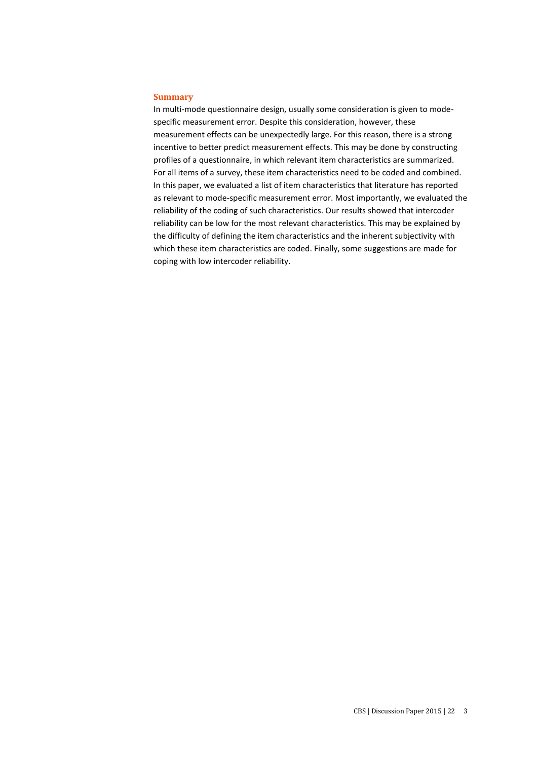## Summary

In multi-mode questionnaire design, usually some consideration is given to mode-specific measurement error. Despite this consideration, however, these measurement effects can be unexpectedly large. For this reason, there is a strong incentive to better predict measurement effects. This may be done by constructing profiles of a questionnaire, in which relevant item characteristics are summarized. For all items of a survey, these item characteristics need to be coded and combined. In this paper, we evaluated a list of item characteristics that literature has reported as relevant to mode-specific measurement error. Most importantly, we evaluated the reliability of the coding of such characteristics. Our results showed that intercoder reliability can be low for the most relevant characteristics. This may be explained by the difficulty of defining the item characteristics and the inherent subjectivity with which these item characteristics are coded. Finally, some suggestions are made for coping with low intercoder reliability.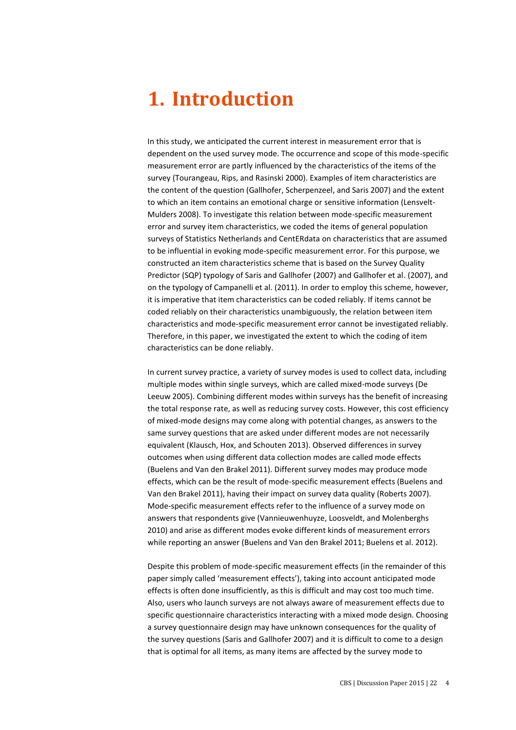# 1. Introduction

In this study, we anticipated the current interest in measurement error that is dependent on the used survey mode. The occurrence and scope of this mode-specific measurement error are partly influenced by the characteristics of the items of the survey (Tourangeau, Rips, and Rasinski 2000). Examples of item characteristics are the content of the question (Gallhofer, Scherpenzeel, and Saris 2007) and the extent to which an item contains an emotional charge or sensitive information (Lensvelt-Mulders 2008). To investigate this relation between mode-specific measurement error and survey item characteristics, we coded the items of general population surveys of Statistics Netherlands and CentERdata on characteristics that are assumed to be influential in evoking mode-specific measurement error. For this purpose, we constructed an item characteristics scheme that is based on the Survey Quality Predictor (SQP) typology of Saris and Gallhofer (2007) and Gallhofer et al. (2007), and on the typology of Campanelli et al. (2011). In order to employ this scheme, however, it is imperative that item characteristics can be coded reliably. If items cannot be coded reliably on their characteristics unambiguously, the relation between item characteristics and mode-specific measurement error cannot be investigated reliably. Therefore, in this paper, we investigated the extent to which the coding of item characteristics can be done reliably.

In current survey practice, a variety of survey modes is used to collect data, including multiple modes within single surveys, which are called mixed-mode surveys (De Leeuw 2005). Combining different modes within surveys has the benefit of increasing the total response rate, as well as reducing survey costs. However, this cost efficiency of mixed-mode designs may come along with potential changes, as answers to the same survey questions that are asked under different modes are not necessarily equivalent (Klausch, Hox, and Schouten 2013). Observed differences in survey outcomes when using different data collection modes are called mode effects (Buelens and Van den Brakel 2011). Different survey modes may produce mode effects, which can be the result of mode-specific measurement effects (Buelens and Van den Brakel 2011), having their impact on survey data quality (Roberts 2007). Mode-specific measurement effects refer to the influence of a survey mode on answers that respondents give (Vannieuwenhuyze, Loosveldt, and Molenberghs 2010) and arise as different modes evoke different kinds of measurement errors while reporting an answer (Buelens and Van den Brakel 2011; Buelens et al. 2012).

Despite this problem of mode-specific measurement effects (in the remainder of this paper simply called 'measurement effects'), taking into account anticipated mode effects is often done insufficiently, as this is difficult and may cost too much time. Also, users who launch surveys are not always aware of measurement effects due to specific questionnaire characteristics interacting with a mixed mode design. Choosing a survey questionnaire design may have unknown consequences for the quality of the survey questions (Saris and Gallhofer 2007) and it is difficult to come to a design that is optimal for all items, as many items are affected by the survey mode to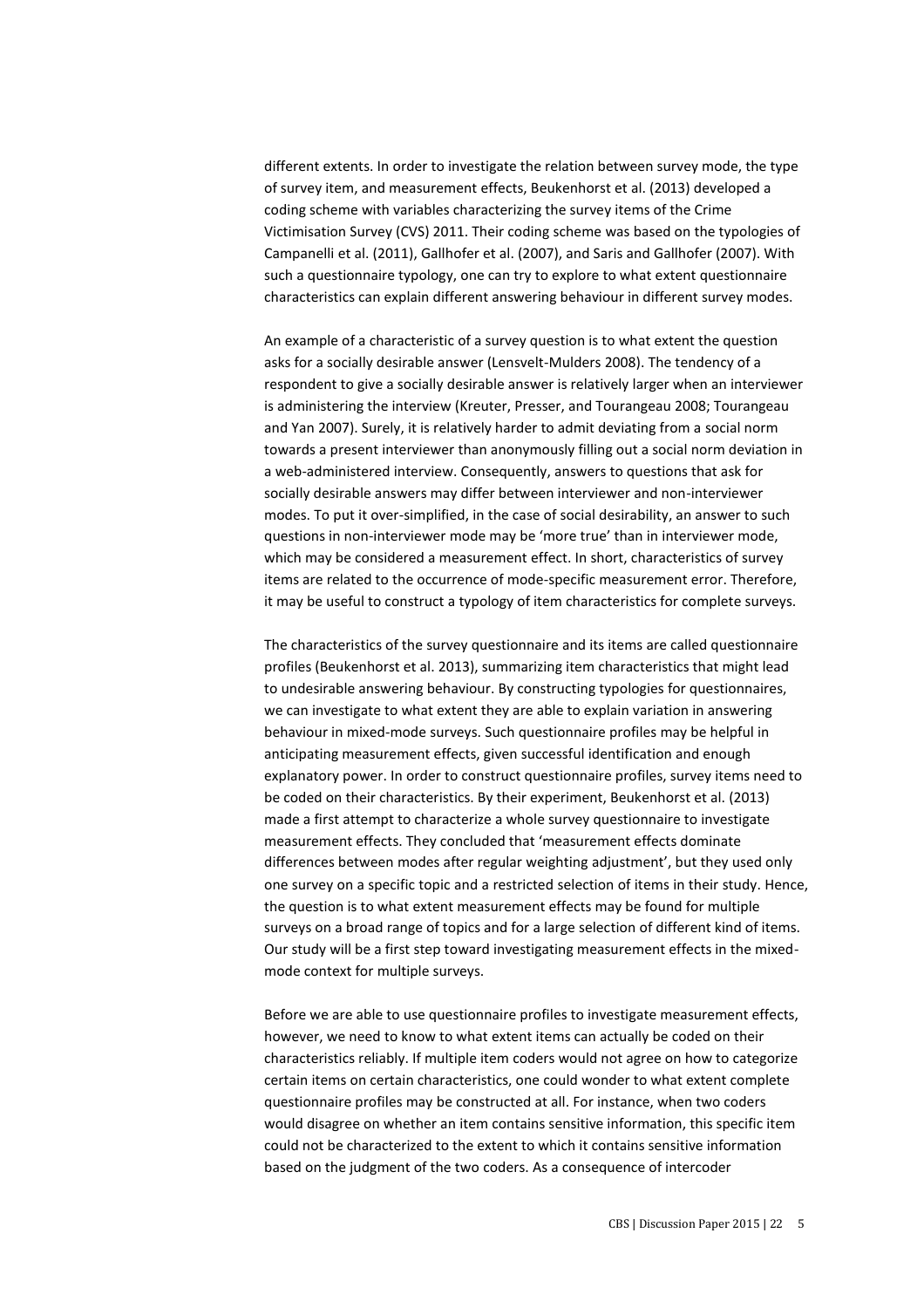different extents. In order to investigate the relation between survey mode, the type of survey item, and measurement effects, Beukenhorst et al. (2013) developed a coding scheme with variables characterizing the survey items of the Crime Victimisation Survey (CVS) 2011. Their coding scheme was based on the typologies of Campanelli et al. (2011), Gallhofer et al. (2007), and Saris and Gallhofer (2007). With such a questionnaire typology, one can try to explore to what extent questionnaire characteristics can explain different answering behaviour in different survey modes.

An example of a characteristic of a survey question is to what extent the question asks for a socially desirable answer (Lensvelt-Mulders 2008). The tendency of a respondent to give a socially desirable answer is relatively larger when an interviewer is administering the interview (Kreuter, Presser, and Tourangeau 2008; Tourangeau and Yan 2007). Surely, it is relatively harder to admit deviating from a social norm towards a present interviewer than anonymously filling out a social norm deviation in a web-administered interview. Consequently, answers to questions that ask for socially desirable answers may differ between interviewer and non-interviewer modes. To put it over-simplified, in the case of social desirability, an answer to such questions in non-interviewer mode may be 'more true' than in interviewer mode, which may be considered a measurement effect. In short, characteristics of survey items are related to the occurrence of mode-specific measurement error. Therefore, it may be useful to construct a typology of item characteristics for complete surveys.

The characteristics of the survey questionnaire and its items are called questionnaire profiles (Beukenhorst et al. 2013), summarizing item characteristics that might lead to undesirable answering behaviour. By constructing typologies for questionnaires, we can investigate to what extent they are able to explain variation in answering behaviour in mixed-mode surveys. Such questionnaire profiles may be helpful in anticipating measurement effects, given successful identification and enough explanatory power. In order to construct questionnaire profiles, survey items need to be coded on their characteristics. By their experiment, Beukenhorst et al. (2013) made a first attempt to characterize a whole survey questionnaire to investigate measurement effects. They concluded that 'measurement effects dominate differences between modes after regular weighting adjustment', but they used only one survey on a specific topic and a restricted selection of items in their study. Hence, the question is to what extent measurement effects may be found for multiple surveys on a broad range of topics and for a large selection of different kind of items. Our study will be a first step toward investigating measurement effects in the mixed-mode context for multiple surveys.

Before we are able to use questionnaire profiles to investigate measurement effects, however, we need to know to what extent items can actually be coded on their characteristics reliably. If multiple item coders would not agree on how to categorize certain items on certain characteristics, one could wonder to what extent complete questionnaire profiles may be constructed at all. For instance, when two coders would disagree on whether an item contains sensitive information, this specific item could not be characterized to the extent to which it contains sensitive information based on the judgment of the two coders. As a consequence of intercoder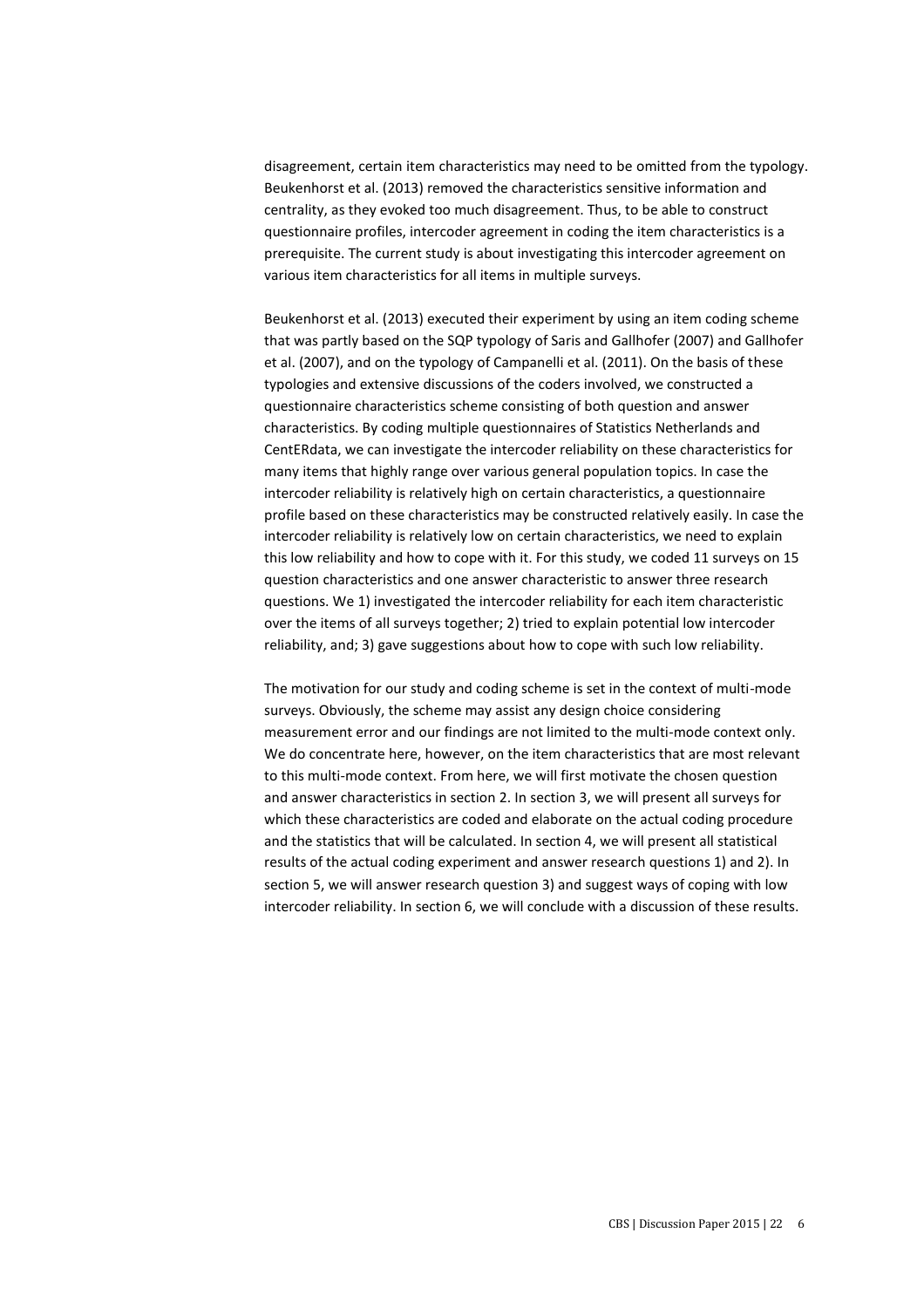disagreement, certain item characteristics may need to be omitted from the typology. Beukenhorst et al. (2013) removed the characteristics sensitive information and centrality, as they evoked too much disagreement. Thus, to be able to construct questionnaire profiles, intercoder agreement in coding the item characteristics is a prerequisite. The current study is about investigating this intercoder agreement on various item characteristics for all items in multiple surveys.

Beukenhorst et al. (2013) executed their experiment by using an item coding scheme that was partly based on the SQP typology of Saris and Gallhofer (2007) and Gallhofer et al. (2007), and on the typology of Campanelli et al. (2011). On the basis of these typologies and extensive discussions of the coders involved, we constructed a questionnaire characteristics scheme consisting of both question and answer characteristics. By coding multiple questionnaires of Statistics Netherlands and CentERdata, we can investigate the intercoder reliability on these characteristics for many items that highly range over various general population topics. In case the intercoder reliability is relatively high on certain characteristics, a questionnaire profile based on these characteristics may be constructed relatively easily. In case the intercoder reliability is relatively low on certain characteristics, we need to explain this low reliability and how to cope with it. For this study, we coded 11 surveys on 15 question characteristics and one answer characteristic to answer three research questions. We 1) investigated the intercoder reliability for each item characteristic over the items of all surveys together; 2) tried to explain potential low intercoder reliability, and; 3) gave suggestions about how to cope with such low reliability.

The motivation for our study and coding scheme is set in the context of multi-mode surveys. Obviously, the scheme may assist any design choice considering measurement error and our findings are not limited to the multi-mode context only. We do concentrate here, however, on the item characteristics that are most relevant to this multi-mode context. From here, we will first motivate the chosen question and answer characteristics in section 2. In section 3, we will present all surveys for which these characteristics are coded and elaborate on the actual coding procedure and the statistics that will be calculated. In section 4, we will present all statistical results of the actual coding experiment and answer research questions 1) and 2). In section 5, we will answer research question 3) and suggest ways of coping with low intercoder reliability. In section 6, we will conclude with a discussion of these results.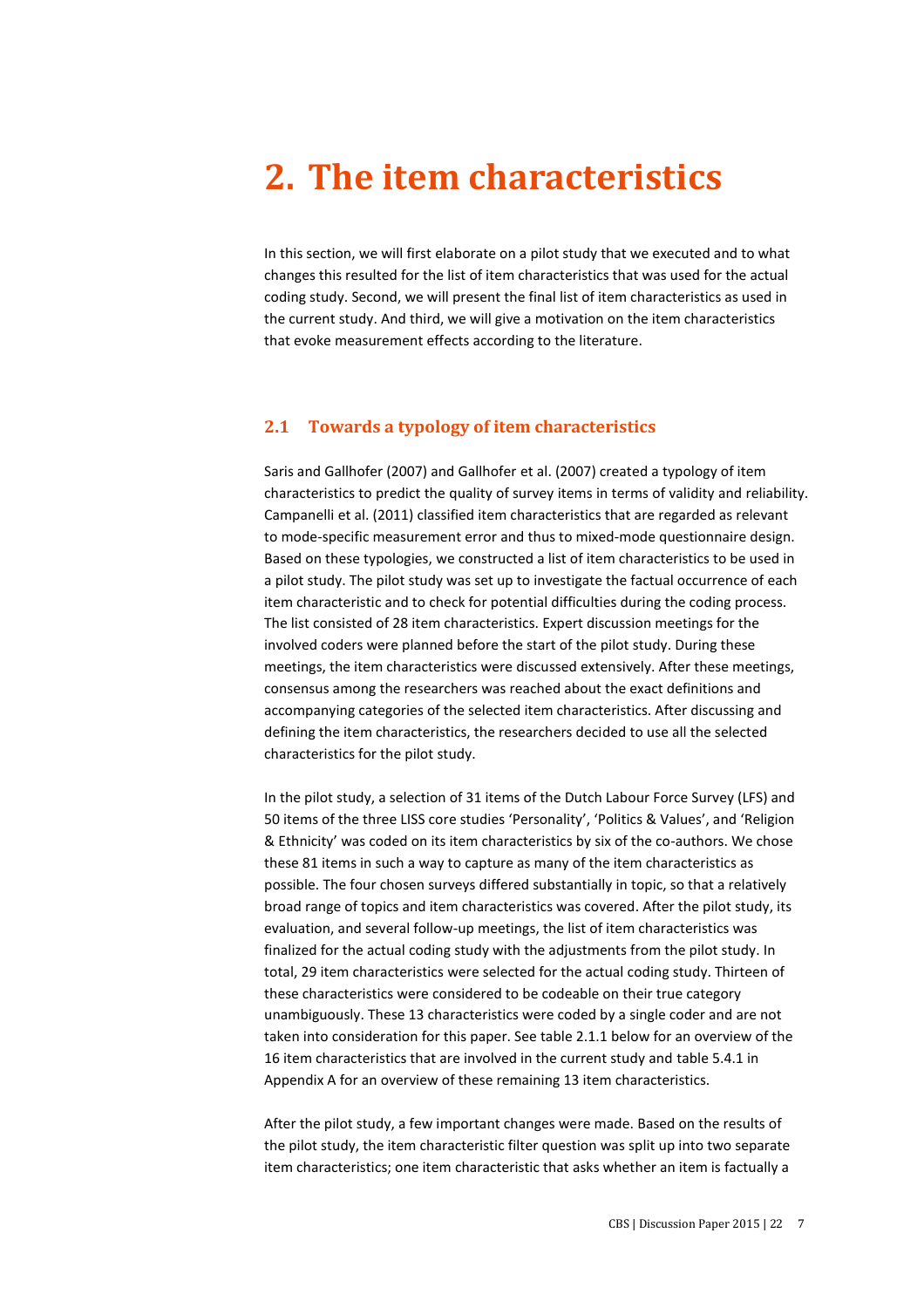# 2. The item characteristics

In this section, we will first elaborate on a pilot study that we executed and to what changes this resulted for the list of item characteristics that was used for the actual coding study. Second, we will present the final list of item characteristics as used in the current study. And third, we will give a motivation on the item characteristics that evoke measurement effects according to the literature.

## 2.1 Towards a typology of item characteristics

Saris and Gallhofer (2007) and Gallhofer et al. (2007) created a typology of item characteristics to predict the quality of survey items in terms of validity and reliability. Campanelli et al. (2011) classified item characteristics that are regarded as relevant to mode-specific measurement error and thus to mixed-mode questionnaire design. Based on these typologies, we constructed a list of item characteristics to be used in a pilot study. The pilot study was set up to investigate the factual occurrence of each item characteristic and to check for potential difficulties during the coding process. The list consisted of 28 item characteristics. Expert discussion meetings for the involved coders were planned before the start of the pilot study. During these meetings, the item characteristics were discussed extensively. After these meetings, consensus among the researchers was reached about the exact definitions and accompanying categories of the selected item characteristics. After discussing and defining the item characteristics, the researchers decided to use all the selected characteristics for the pilot study.

In the pilot study, a selection of 31 items of the Dutch Labour Force Survey (LFS) and 50 items of the three LISS core studies 'Personality', 'Politics & Values', and 'Religion & Ethnicity' was coded on its item characteristics by six of the co-authors. We chose these 81 items in such a way to capture as many of the item characteristics as possible. The four chosen surveys differed substantially in topic, so that a relatively broad range of topics and item characteristics was covered. After the pilot study, its evaluation, and several follow-up meetings, the list of item characteristics was finalized for the actual coding study with the adjustments from the pilot study. In total, 29 item characteristics were selected for the actual coding study. Thirteen of these characteristics were considered to be codeable on their true category unambiguously. These 13 characteristics were coded by a single coder and are not taken into consideration for this paper. See table 2.1.1 below for an overview of the 16 item characteristics that are involved in the current study and table 5.4.1 in Appendix A for an overview of these remaining 13 item characteristics.

After the pilot study, a few important changes were made. Based on the results of the pilot study, the item characteristic filter question was split up into two separate item characteristics; one item characteristic that asks whether an item is factually a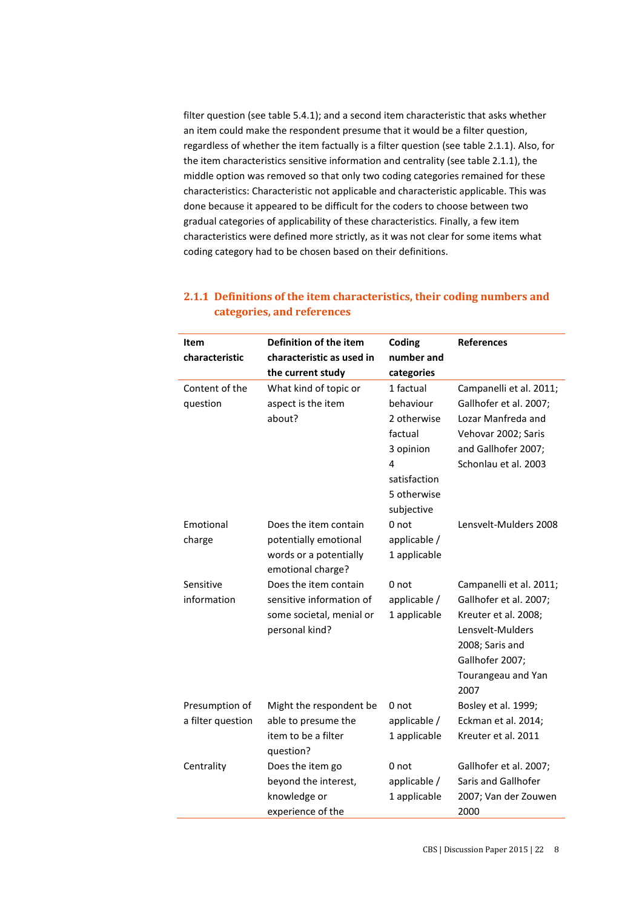filter question (see table 5.4.1); and a second item characteristic that asks whether an item could make the respondent presume that it would be a filter question, regardless of whether the item factually is a filter question (see table 2.1.1). Also, for the item characteristics sensitive information and centrality (see table 2.1.1), the middle option was removed so that only two coding categories remained for these characteristics: Characteristic not applicable and characteristic applicable. This was done because it appeared to be difficult for the coders to choose between two gradual categories of applicability of these characteristics. Finally, a few item characteristics were defined more strictly, as it was not clear for some items what coding category had to be chosen based on their definitions.

### 2.1.1 Definitions of the item characteristics, their coding numbers and categories, and references

| Item characteristic | Definition of the item characteristic as used in the current study | Coding number and categories | References |
|---|---|---|---|
| Content of the question | What kind of topic or aspect is the item about? | 1 factual behaviour<br>2 otherwise factual<br>3 opinion<br>4 satisfaction<br>5 otherwise subjective | Campanelli et al. 2011; Gallhofer et al. 2007; Lozar Manfreda and Vehovar 2002; Saris and Gallhofer 2007; Schonlau et al. 2003 |
| Emotional charge | Does the item contain potentially emotional words or a potentially emotional charge? | 0 not applicable / 1 applicable | Lensvelt-Mulders 2008 |
| Sensitive information | Does the item contain sensitive information of some societal, menial or personal kind? | 0 not applicable / 1 applicable | Campanelli et al. 2011; Gallhofer et al. 2007; Kreuter et al. 2008; Lensvelt-Mulders 2008; Saris and Gallhofer 2007; Tourangeau and Yan 2007 |
| Presumption of a filter question | Might the respondent be able to presume the item to be a filter question? | 0 not applicable / 1 applicable | Bosley et al. 1999; Eckman et al. 2014; Kreuter et al. 2011 |
| Centrality | Does the item go beyond the interest, knowledge or experience of the | 0 not applicable / 1 applicable | Gallhofer et al. 2007; Saris and Gallhofer 2007; Van der Zouwen 2000 |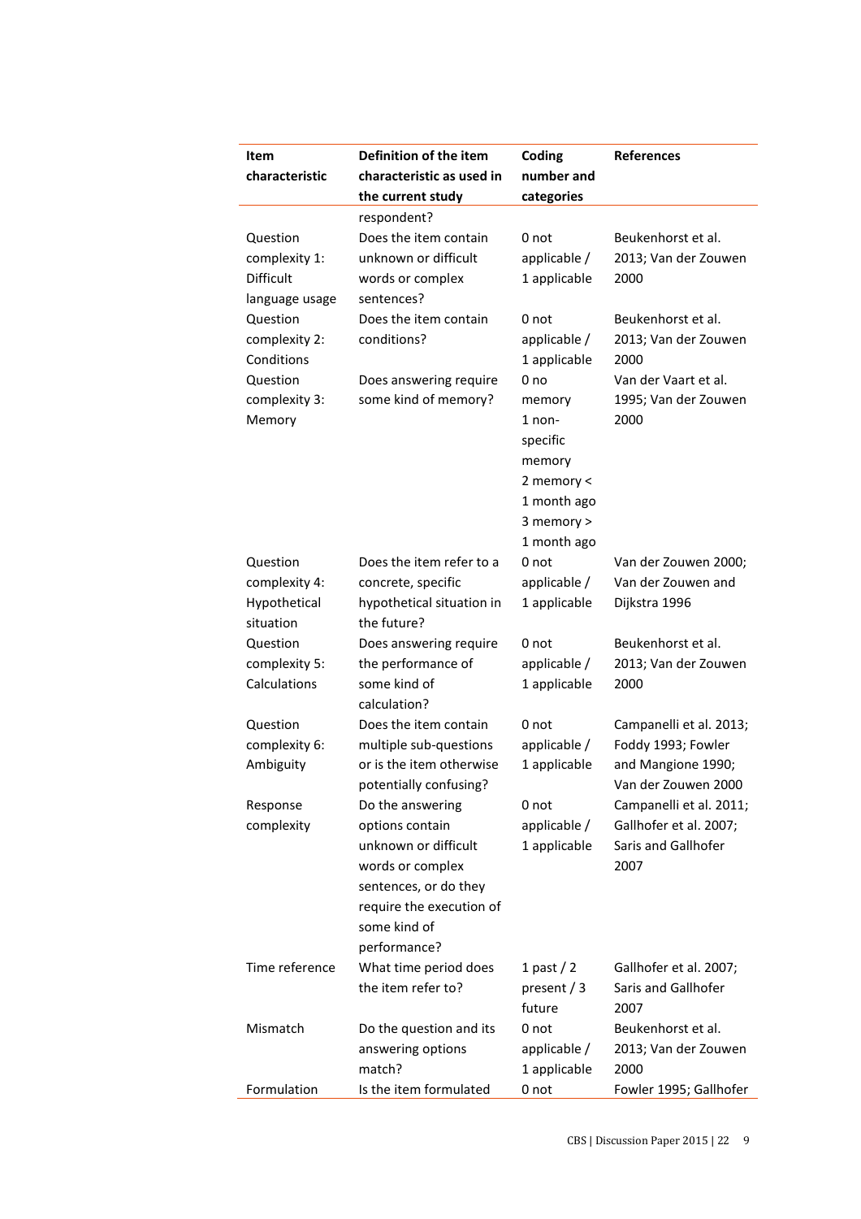| Item characteristic | Definition of the item characteristic as used in the current study | Coding number and categories | References |
|---|---|---|---|
| | respondent? | | |
| Question complexity 1: Difficult language usage | Does the item contain unknown or difficult words or complex sentences? | 0 not applicable / 1 applicable | Beukenhorst et al. 2013; Van der Zouwen 2000 |
| Question complexity 2: Conditions | Does the item contain conditions? | 0 not applicable / 1 applicable | Beukenhorst et al. 2013; Van der Zouwen 2000 |
| Question complexity 3: Memory | Does answering require some kind of memory? | 0 no memory 1 non-specific memory 2 memory < 1 month ago 3 memory > 1 month ago | Van der Vaart et al. 1995; Van der Zouwen 2000 |
| Question complexity 4: Hypothetical situation | Does the item refer to a concrete, specific hypothetical situation in the future? | 0 not applicable / 1 applicable | Van der Zouwen 2000; Van der Zouwen and Dijkstra 1996 |
| Question complexity 5: Calculations | Does answering require the performance of some kind of calculation? | 0 not applicable / 1 applicable | Beukenhorst et al. 2013; Van der Zouwen 2000 |
| Question complexity 6: Ambiguity | Does the item contain multiple sub-questions or is the item otherwise potentially confusing? | 0 not applicable / 1 applicable | Campanelli et al. 2013; Foddy 1993; Fowler and Mangione 1990; Van der Zouwen 2000 |
| Response complexity | Do the answering options contain unknown or difficult words or complex sentences, or do they require the execution of some kind of performance? | 0 not applicable / 1 applicable | Campanelli et al. 2011; Gallhofer et al. 2007; Saris and Gallhofer 2007 |
| Time reference | What time period does the item refer to? | 1 past / 2 present / 3 future | Gallhofer et al. 2007; Saris and Gallhofer 2007 |
| Mismatch | Do the question and its answering options match? | 0 not applicable / 1 applicable | Beukenhorst et al. 2013; Van der Zouwen 2000 |
| Formulation | Is the item formulated | 0 not | Fowler 1995; Gallhofer |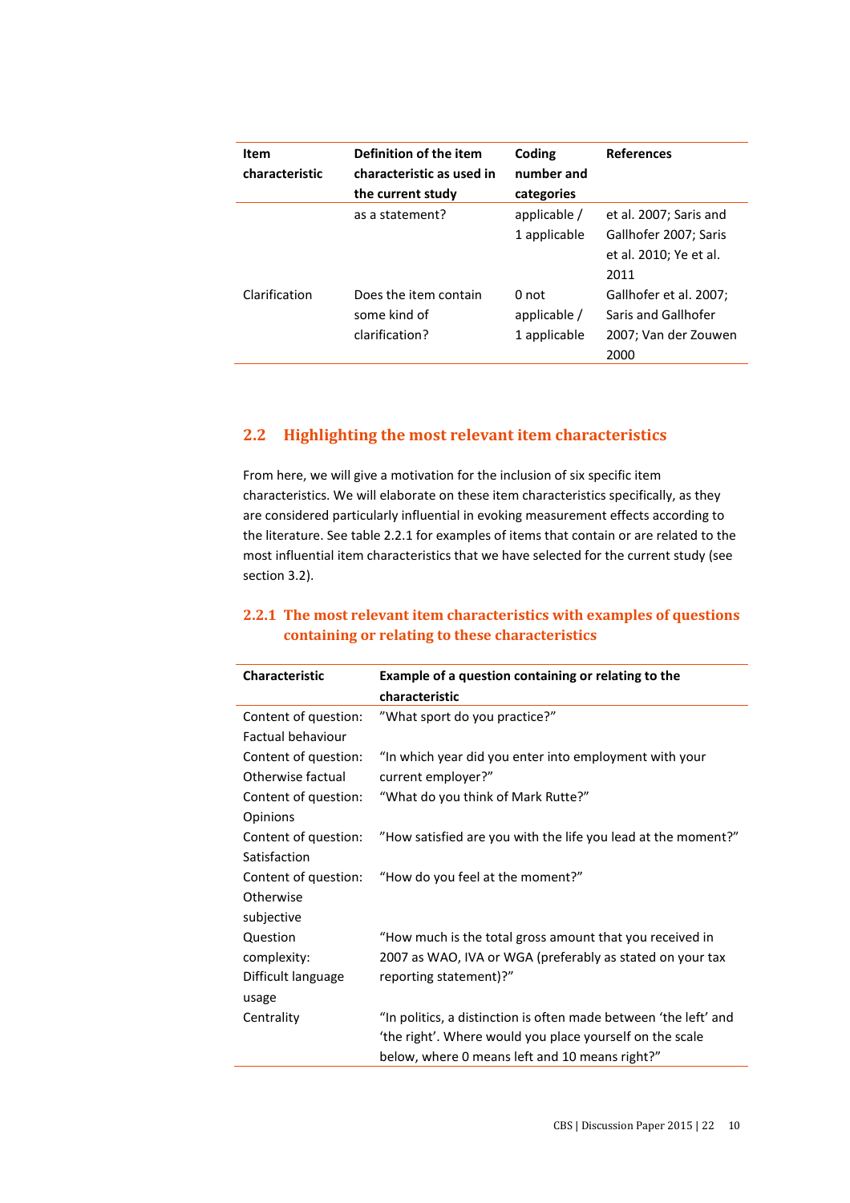| Item characteristic | Definition of the item characteristic as used in the current study | Coding number and categories | References |
|---|---|---|---|
| | as a statement? | applicable / 1 applicable | et al. 2007; Saris and Gallhofer 2007; Saris et al. 2010; Ye et al. 2011 |
| Clarification | Does the item contain some kind of clarification? | 0 not applicable / 1 applicable | Gallhofer et al. 2007; Saris and Gallhofer 2007; Van der Zouwen 2000 |

## 2.2 Highlighting the most relevant item characteristics

From here, we will give a motivation for the inclusion of six specific item characteristics. We will elaborate on these item characteristics specifically, as they are considered particularly influential in evoking measurement effects according to the literature. See table 2.2.1 for examples of items that contain or are related to the most influential item characteristics that we have selected for the current study (see section 3.2).

### 2.2.1 The most relevant item characteristics with examples of questions containing or relating to these characteristics

| Characteristic | Example of a question containing or relating to the characteristic |
|---|---|
| Content of question: Factual behaviour | "What sport do you practice?" |
| Content of question: Otherwise factual | "In which year did you enter into employment with your current employer?" |
| Content of question: Opinions | "What do you think of Mark Rutte?" |
| Content of question: Satisfaction | "How satisfied are you with the life you lead at the moment?" |
| Content of question: Otherwise subjective | "How do you feel at the moment?" |
| Question complexity: Difficult language usage | "How much is the total gross amount that you received in 2007 as WAO, IVA or WGA (preferably as stated on your tax reporting statement)?" |
| Centrality | "In politics, a distinction is often made between 'the left' and 'the right'. Where would you place yourself on the scale below, where 0 means left and 10 means right?" |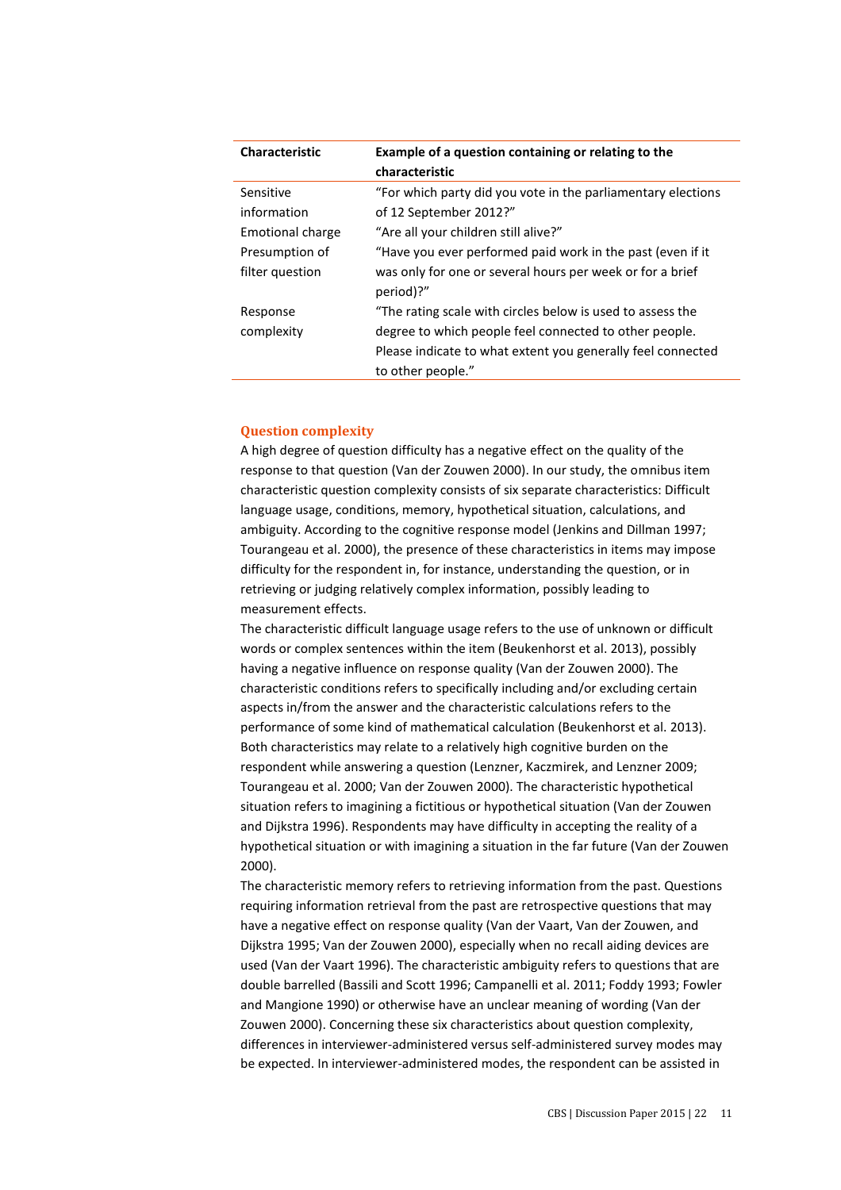| Characteristic | Example of a question containing or relating to the characteristic |
|---|---|
| Sensitive information | “For which party did you vote in the parliamentary elections of 12 September 2012?” |
| Emotional charge | “Are all your children still alive?” |
| Presumption of filter question | “Have you ever performed paid work in the past (even if it was only for one or several hours per week or for a brief period)?” |
| Response complexity | “The rating scale with circles below is used to assess the degree to which people feel connected to other people. Please indicate to what extent you generally feel connected to other people.” |

### Question complexity

A high degree of question difficulty has a negative effect on the quality of the response to that question (Van der Zouwen 2000). In our study, the omnibus item characteristic question complexity consists of six separate characteristics: Difficult language usage, conditions, memory, hypothetical situation, calculations, and ambiguity. According to the cognitive response model (Jenkins and Dillman 1997; Tourangeau et al. 2000), the presence of these characteristics in items may impose difficulty for the respondent in, for instance, understanding the question, or in retrieving or judging relatively complex information, possibly leading to measurement effects.

The characteristic difficult language usage refers to the use of unknown or difficult words or complex sentences within the item (Beukenhorst et al. 2013), possibly having a negative influence on response quality (Van der Zouwen 2000). The characteristic conditions refers to specifically including and/or excluding certain aspects in/from the answer and the characteristic calculations refers to the performance of some kind of mathematical calculation (Beukenhorst et al. 2013). Both characteristics may relate to a relatively high cognitive burden on the respondent while answering a question (Lenzner, Kaczmirek, and Lenzner 2009; Tourangeau et al. 2000; Van der Zouwen 2000). The characteristic hypothetical situation refers to imagining a fictitious or hypothetical situation (Van der Zouwen and Dijkstra 1996). Respondents may have difficulty in accepting the reality of a hypothetical situation or with imagining a situation in the far future (Van der Zouwen 2000).

The characteristic memory refers to retrieving information from the past. Questions requiring information retrieval from the past are retrospective questions that may have a negative effect on response quality (Van der Vaart, Van der Zouwen, and Dijkstra 1995; Van der Zouwen 2000), especially when no recall aiding devices are used (Van der Vaart 1996). The characteristic ambiguity refers to questions that are double barrelled (Bassili and Scott 1996; Campanelli et al. 2011; Foddy 1993; Fowler and Mangione 1990) or otherwise have an unclear meaning of wording (Van der Zouwen 2000). Concerning these six characteristics about question complexity, differences in interviewer-administered versus self-administered survey modes may be expected. In interviewer-administered modes, the respondent can be assisted in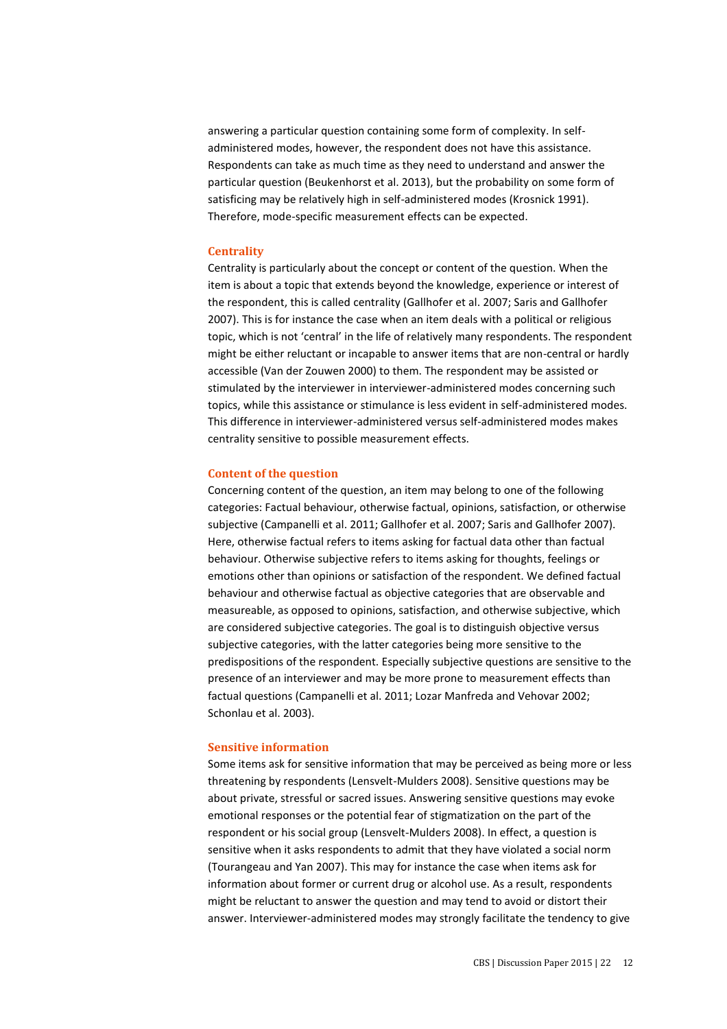answering a particular question containing some form of complexity. In self-administered modes, however, the respondent does not have this assistance. Respondents can take as much time as they need to understand and answer the particular question (Beukenhorst et al. 2013), but the probability on some form of satisficing may be relatively high in self-administered modes (Krosnick 1991). Therefore, mode-specific measurement effects can be expected.

### Centrality

Centrality is particularly about the concept or content of the question. When the item is about a topic that extends beyond the knowledge, experience or interest of the respondent, this is called centrality (Gallhofer et al. 2007; Saris and Gallhofer 2007). This is for instance the case when an item deals with a political or religious topic, which is not 'central' in the life of relatively many respondents. The respondent might be either reluctant or incapable to answer items that are non-central or hardly accessible (Van der Zouwen 2000) to them. The respondent may be assisted or stimulated by the interviewer in interviewer-administered modes concerning such topics, while this assistance or stimulance is less evident in self-administered modes. This difference in interviewer-administered versus self-administered modes makes centrality sensitive to possible measurement effects.

### Content of the question

Concerning content of the question, an item may belong to one of the following categories: Factual behaviour, otherwise factual, opinions, satisfaction, or otherwise subjective (Campanelli et al. 2011; Gallhofer et al. 2007; Saris and Gallhofer 2007). Here, otherwise factual refers to items asking for factual data other than factual behaviour. Otherwise subjective refers to items asking for thoughts, feelings or emotions other than opinions or satisfaction of the respondent. We defined factual behaviour and otherwise factual as objective categories that are observable and measureable, as opposed to opinions, satisfaction, and otherwise subjective, which are considered subjective categories. The goal is to distinguish objective versus subjective categories, with the latter categories being more sensitive to the predispositions of the respondent. Especially subjective questions are sensitive to the presence of an interviewer and may be more prone to measurement effects than factual questions (Campanelli et al. 2011; Lozar Manfreda and Vehovar 2002; Schonlau et al. 2003).

### Sensitive information

Some items ask for sensitive information that may be perceived as being more or less threatening by respondents (Lensvelt-Mulders 2008). Sensitive questions may be about private, stressful or sacred issues. Answering sensitive questions may evoke emotional responses or the potential fear of stigmatization on the part of the respondent or his social group (Lensvelt-Mulders 2008). In effect, a question is sensitive when it asks respondents to admit that they have violated a social norm (Tourangeau and Yan 2007). This may for instance the case when items ask for information about former or current drug or alcohol use. As a result, respondents might be reluctant to answer the question and may tend to avoid or distort their answer. Interviewer-administered modes may strongly facilitate the tendency to give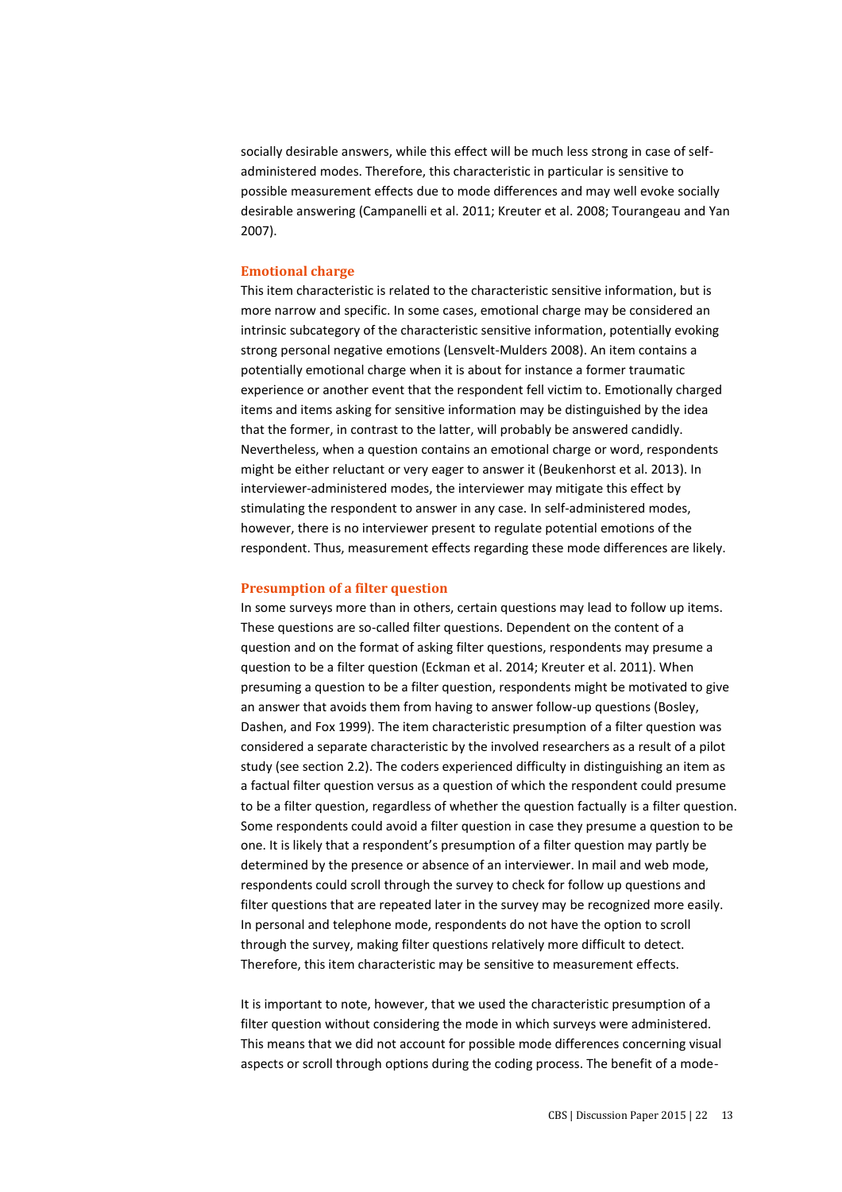socially desirable answers, while this effect will be much less strong in case of self-administered modes. Therefore, this characteristic in particular is sensitive to possible measurement effects due to mode differences and may well evoke socially desirable answering (Campanelli et al. 2011; Kreuter et al. 2008; Tourangeau and Yan 2007).

### Emotional charge

This item characteristic is related to the characteristic sensitive information, but is more narrow and specific. In some cases, emotional charge may be considered an intrinsic subcategory of the characteristic sensitive information, potentially evoking strong personal negative emotions (Lensvelt-Mulders 2008). An item contains a potentially emotional charge when it is about for instance a former traumatic experience or another event that the respondent fell victim to. Emotionally charged items and items asking for sensitive information may be distinguished by the idea that the former, in contrast to the latter, will probably be answered candidly. Nevertheless, when a question contains an emotional charge or word, respondents might be either reluctant or very eager to answer it (Beukenhorst et al. 2013). In interviewer-administered modes, the interviewer may mitigate this effect by stimulating the respondent to answer in any case. In self-administered modes, however, there is no interviewer present to regulate potential emotions of the respondent. Thus, measurement effects regarding these mode differences are likely.

### Presumption of a filter question

In some surveys more than in others, certain questions may lead to follow up items. These questions are so-called filter questions. Dependent on the content of a question and on the format of asking filter questions, respondents may presume a question to be a filter question (Eckman et al. 2014; Kreuter et al. 2011). When presuming a question to be a filter question, respondents might be motivated to give an answer that avoids them from having to answer follow-up questions (Bosley, Dashen, and Fox 1999). The item characteristic presumption of a filter question was considered a separate characteristic by the involved researchers as a result of a pilot study (see section 2.2). The coders experienced difficulty in distinguishing an item as a factual filter question versus as a question of which the respondent could presume to be a filter question, regardless of whether the question factually is a filter question. Some respondents could avoid a filter question in case they presume a question to be one. It is likely that a respondent's presumption of a filter question may partly be determined by the presence or absence of an interviewer. In mail and web mode, respondents could scroll through the survey to check for follow up questions and filter questions that are repeated later in the survey may be recognized more easily. In personal and telephone mode, respondents do not have the option to scroll through the survey, making filter questions relatively more difficult to detect. Therefore, this item characteristic may be sensitive to measurement effects.

It is important to note, however, that we used the characteristic presumption of a filter question without considering the mode in which surveys were administered. This means that we did not account for possible mode differences concerning visual aspects or scroll through options during the coding process. The benefit of a mode-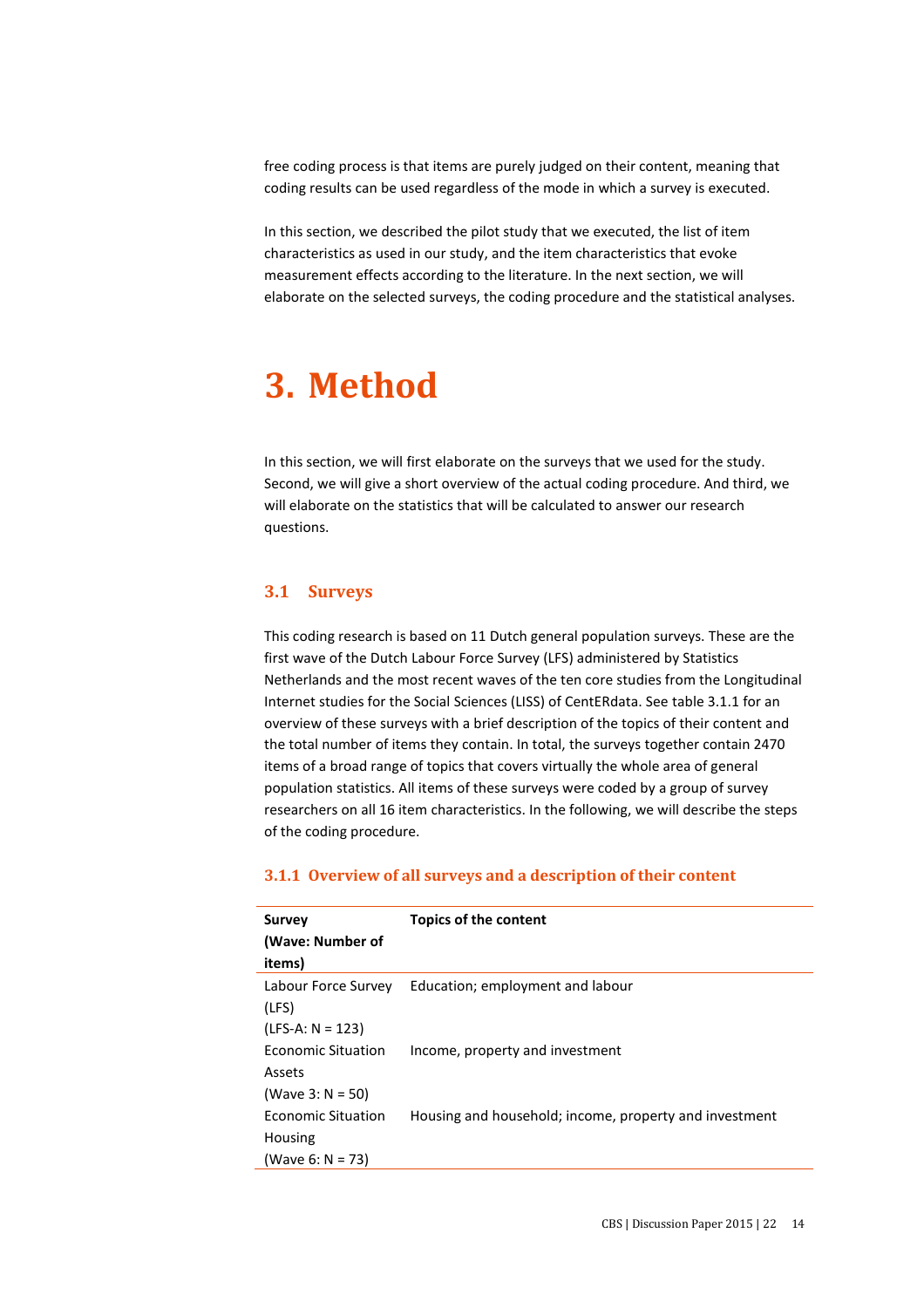free coding process is that items are purely judged on their content, meaning that coding results can be used regardless of the mode in which a survey is executed.

In this section, we described the pilot study that we executed, the list of item characteristics as used in our study, and the item characteristics that evoke measurement effects according to the literature. In the next section, we will elaborate on the selected surveys, the coding procedure and the statistical analyses.

# 3. Method

In this section, we will first elaborate on the surveys that we used for the study. Second, we will give a short overview of the actual coding procedure. And third, we will elaborate on the statistics that will be calculated to answer our research questions.

## 3.1 Surveys

This coding research is based on 11 Dutch general population surveys. These are the first wave of the Dutch Labour Force Survey (LFS) administered by Statistics Netherlands and the most recent waves of the ten core studies from the Longitudinal Internet studies for the Social Sciences (LISS) of CentERdata. See table 3.1.1 for an overview of these surveys with a brief description of the topics of their content and the total number of items they contain. In total, the surveys together contain 2470 items of a broad range of topics that covers virtually the whole area of general population statistics. All items of these surveys were coded by a group of survey researchers on all 16 item characteristics. In the following, we will describe the steps of the coding procedure.

### 3.1.1 Overview of all surveys and a description of their content

| **Survey (Wave: Number of items)** | **Topics of the content** |
|---|---|
| Labour Force Survey (LFS) (LFS-A: N = 123) | Education; employment and labour |
| Economic Situation Assets (Wave 3: N = 50) | Income, property and investment |
| Economic Situation Housing (Wave 6: N = 73) | Housing and household; income, property and investment |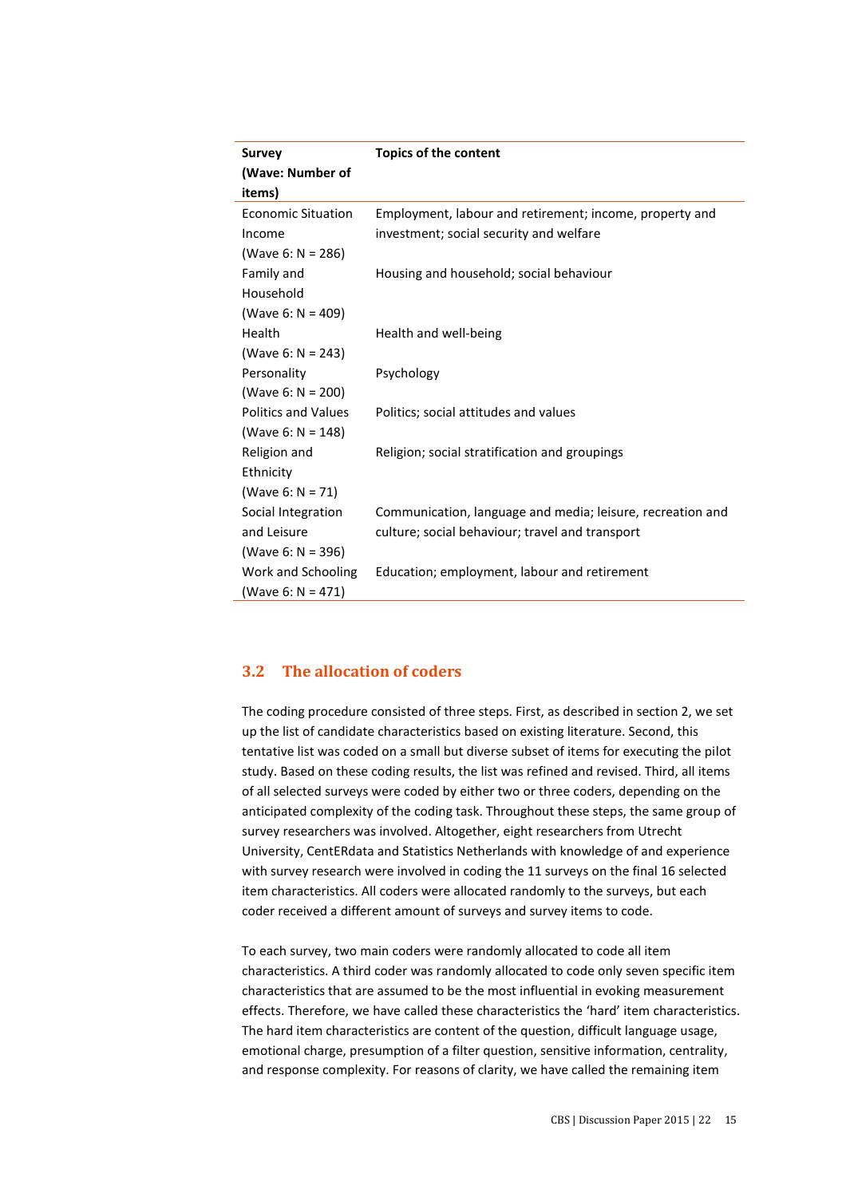| Survey (Wave: Number of items) | Topics of the content |
| --- | --- |
| Economic Situation Income (Wave 6: N = 286) | Employment, labour and retirement; income, property and investment; social security and welfare |
| Family and Household (Wave 6: N = 409) | Housing and household; social behaviour |
| Health (Wave 6: N = 243) | Health and well-being |
| Personality (Wave 6: N = 200) | Psychology |
| Politics and Values (Wave 6: N = 148) | Politics; social attitudes and values |
| Religion and Ethnicity (Wave 6: N = 71) | Religion; social stratification and groupings |
| Social Integration and Leisure (Wave 6: N = 396) | Communication, language and media; leisure, recreation and culture; social behaviour; travel and transport |
| Work and Schooling (Wave 6: N = 471) | Education; employment, labour and retirement |

## 3.2 The allocation of coders

The coding procedure consisted of three steps. First, as described in section 2, we set up the list of candidate characteristics based on existing literature. Second, this tentative list was coded on a small but diverse subset of items for executing the pilot study. Based on these coding results, the list was refined and revised. Third, all items of all selected surveys were coded by either two or three coders, depending on the anticipated complexity of the coding task. Throughout these steps, the same group of survey researchers was involved. Altogether, eight researchers from Utrecht University, CentERdata and Statistics Netherlands with knowledge of and experience with survey research were involved in coding the 11 surveys on the final 16 selected item characteristics. All coders were allocated randomly to the surveys, but each coder received a different amount of surveys and survey items to code.

To each survey, two main coders were randomly allocated to code all item characteristics. A third coder was randomly allocated to code only seven specific item characteristics that are assumed to be the most influential in evoking measurement effects. Therefore, we have called these characteristics the 'hard' item characteristics. The hard item characteristics are content of the question, difficult language usage, emotional charge, presumption of a filter question, sensitive information, centrality, and response complexity. For reasons of clarity, we have called the remaining item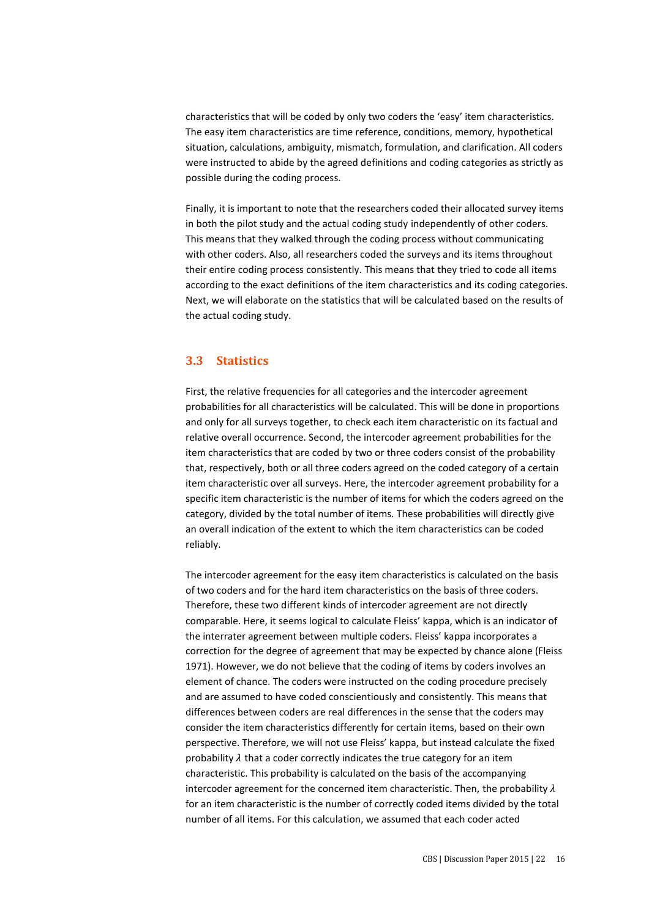characteristics that will be coded by only two coders the 'easy' item characteristics. The easy item characteristics are time reference, conditions, memory, hypothetical situation, calculations, ambiguity, mismatch, formulation, and clarification. All coders were instructed to abide by the agreed definitions and coding categories as strictly as possible during the coding process.

Finally, it is important to note that the researchers coded their allocated survey items in both the pilot study and the actual coding study independently of other coders. This means that they walked through the coding process without communicating with other coders. Also, all researchers coded the surveys and its items throughout their entire coding process consistently. This means that they tried to code all items according to the exact definitions of the item characteristics and its coding categories. Next, we will elaborate on the statistics that will be calculated based on the results of the actual coding study.

## 3.3 Statistics

First, the relative frequencies for all categories and the intercoder agreement probabilities for all characteristics will be calculated. This will be done in proportions and only for all surveys together, to check each item characteristic on its factual and relative overall occurrence. Second, the intercoder agreement probabilities for the item characteristics that are coded by two or three coders consist of the probability that, respectively, both or all three coders agreed on the coded category of a certain item characteristic over all surveys. Here, the intercoder agreement probability for a specific item characteristic is the number of items for which the coders agreed on the category, divided by the total number of items. These probabilities will directly give an overall indication of the extent to which the item characteristics can be coded reliably.

The intercoder agreement for the easy item characteristics is calculated on the basis of two coders and for the hard item characteristics on the basis of three coders. Therefore, these two different kinds of intercoder agreement are not directly comparable. Here, it seems logical to calculate Fleiss' kappa, which is an indicator of the interrater agreement between multiple coders. Fleiss' kappa incorporates a correction for the degree of agreement that may be expected by chance alone (Fleiss 1971). However, we do not believe that the coding of items by coders involves an element of chance. The coders were instructed on the coding procedure precisely and are assumed to have coded conscientiously and consistently. This means that differences between coders are real differences in the sense that the coders may consider the item characteristics differently for certain items, based on their own perspective. Therefore, we will not use Fleiss' kappa, but instead calculate the fixed probability $\lambda$ that a coder correctly indicates the true category for an item characteristic. This probability is calculated on the basis of the accompanying intercoder agreement for the concerned item characteristic. Then, the probability $\lambda$ for an item characteristic is the number of correctly coded items divided by the total number of all items. For this calculation, we assumed that each coder acted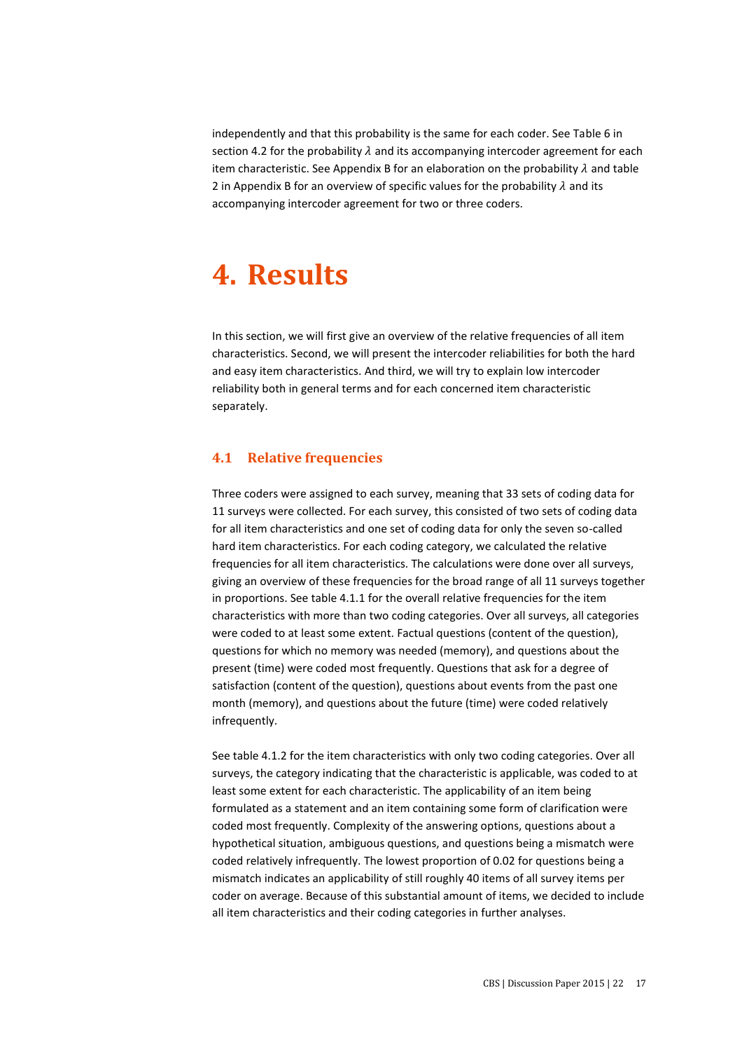independently and that this probability is the same for each coder. See Table 6 in section 4.2 for the probability $\lambda$ and its accompanying intercoder agreement for each item characteristic. See Appendix B for an elaboration on the probability $\lambda$ and table 2 in Appendix B for an overview of specific values for the probability $\lambda$ and its accompanying intercoder agreement for two or three coders.

# 4. Results

In this section, we will first give an overview of the relative frequencies of all item characteristics. Second, we will present the intercoder reliabilities for both the hard and easy item characteristics. And third, we will try to explain low intercoder reliability both in general terms and for each concerned item characteristic separately.

## 4.1 Relative frequencies

Three coders were assigned to each survey, meaning that 33 sets of coding data for 11 surveys were collected. For each survey, this consisted of two sets of coding data for all item characteristics and one set of coding data for only the seven so-called hard item characteristics. For each coding category, we calculated the relative frequencies for all item characteristics. The calculations were done over all surveys, giving an overview of these frequencies for the broad range of all 11 surveys together in proportions. See table 4.1.1 for the overall relative frequencies for the item characteristics with more than two coding categories. Over all surveys, all categories were coded to at least some extent. Factual questions (content of the question), questions for which no memory was needed (memory), and questions about the present (time) were coded most frequently. Questions that ask for a degree of satisfaction (content of the question), questions about events from the past one month (memory), and questions about the future (time) were coded relatively infrequently.

See table 4.1.2 for the item characteristics with only two coding categories. Over all surveys, the category indicating that the characteristic is applicable, was coded to at least some extent for each characteristic. The applicability of an item being formulated as a statement and an item containing some form of clarification were coded most frequently. Complexity of the answering options, questions about a hypothetical situation, ambiguous questions, and questions being a mismatch were coded relatively infrequently. The lowest proportion of 0.02 for questions being a mismatch indicates an applicability of still roughly 40 items of all survey items per coder on average. Because of this substantial amount of items, we decided to include all item characteristics and their coding categories in further analyses.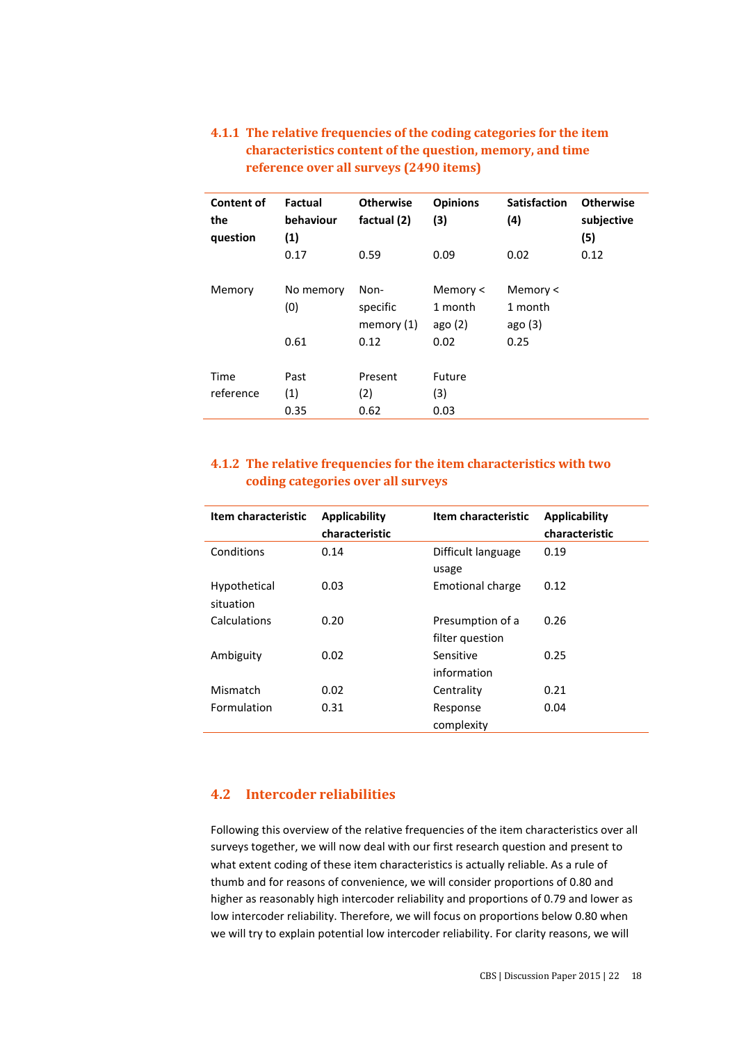### 4.1.1 The relative frequencies of the coding categories for the item characteristics content of the question, memory, and time reference over all surveys (2490 items)

| **Content of the question** | **Factual behaviour (1)** | **Otherwise factual (2)** | **Opinions (3)** | **Satisfaction (4)** | **Otherwise subjective (5)** |
|---|---|---|---|---|---|
| | 0.17 | 0.59 | 0.09 | 0.02 | 0.12 |
| Memory | No memory (0) | Non-specific memory (1) | Memory < 1 month ago (2) | Memory < 1 month ago (3) | |
| | 0.61 | 0.12 | 0.02 | 0.25 | |
| Time reference | Past (1) | Present (2) | Future (3) | | |
| | 0.35 | 0.62 | 0.03 | | |

### 4.1.2 The relative frequencies for the item characteristics with two coding categories over all surveys

| **Item characteristic** | **Applicability characteristic** | **Item characteristic** | **Applicability characteristic** |
|---|---|---|---|
| Conditions | 0.14 | Difficult language usage | 0.19 |
| Hypothetical situation | 0.03 | Emotional charge | 0.12 |
| Calculations | 0.20 | Presumption of a filter question | 0.26 |
| Ambiguity | 0.02 | Sensitive information | 0.25 |
| Mismatch | 0.02 | Centrality | 0.21 |
| Formulation | 0.31 | Response complexity | 0.04 |

## 4.2 Intercoder reliabilities

Following this overview of the relative frequencies of the item characteristics over all surveys together, we will now deal with our first research question and present to what extent coding of these item characteristics is actually reliable. As a rule of thumb and for reasons of convenience, we will consider proportions of 0.80 and higher as reasonably high intercoder reliability and proportions of 0.79 and lower as low intercoder reliability. Therefore, we will focus on proportions below 0.80 when we will try to explain potential low intercoder reliability. For clarity reasons, we will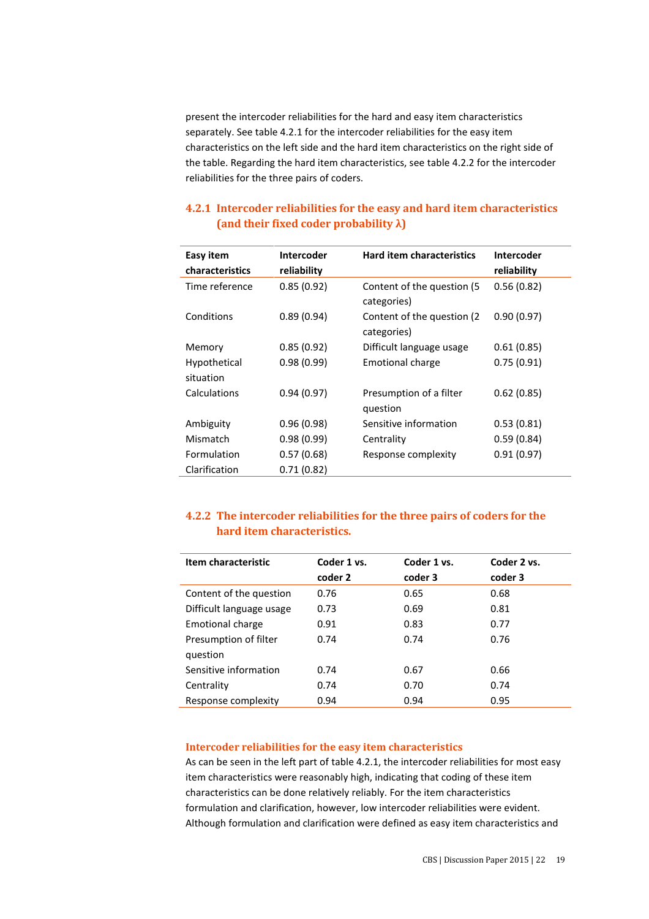present the intercoder reliabilities for the hard and easy item characteristics separately. See table 4.2.1 for the intercoder reliabilities for the easy item characteristics on the left side and the hard item characteristics on the right side of the table. Regarding the hard item characteristics, see table 4.2.2 for the intercoder reliabilities for the three pairs of coders.

### 4.2.1 Intercoder reliabilities for the easy and hard item characteristics (and their fixed coder probability λ)

| Easy item characteristics | Intercoder reliability | Hard item characteristics | Intercoder reliability |
|---|---|---|---|
| Time reference | 0.85 (0.92) | Content of the question (5 categories) | 0.56 (0.82) |
| Conditions | 0.89 (0.94) | Content of the question (2 categories) | 0.90 (0.97) |
| Memory | 0.85 (0.92) | Difficult language usage | 0.61 (0.85) |
| Hypothetical situation | 0.98 (0.99) | Emotional charge | 0.75 (0.91) |
| Calculations | 0.94 (0.97) | Presumption of a filter question | 0.62 (0.85) |
| Ambiguity | 0.96 (0.98) | Sensitive information | 0.53 (0.81) |
| Mismatch | 0.98 (0.99) | Centrality | 0.59 (0.84) |
| Formulation | 0.57 (0.68) | Response complexity | 0.91 (0.97) |
| Clarification | 0.71 (0.82) | | |

### 4.2.2 The intercoder reliabilities for the three pairs of coders for the hard item characteristics.

| Item characteristic | Coder 1 vs. coder 2 | Coder 1 vs. coder 3 | Coder 2 vs. coder 3 |
|---|---|---|---|
| Content of the question | 0.76 | 0.65 | 0.68 |
| Difficult language usage | 0.73 | 0.69 | 0.81 |
| Emotional charge | 0.91 | 0.83 | 0.77 |
| Presumption of filter question | 0.74 | 0.74 | 0.76 |
| Sensitive information | 0.74 | 0.67 | 0.66 |
| Centrality | 0.74 | 0.70 | 0.74 |
| Response complexity | 0.94 | 0.94 | 0.95 |

#### Intercoder reliabilities for the easy item characteristics

As can be seen in the left part of table 4.2.1, the intercoder reliabilities for most easy item characteristics were reasonably high, indicating that coding of these item characteristics can be done relatively reliably. For the item characteristics formulation and clarification, however, low intercoder reliabilities were evident. Although formulation and clarification were defined as easy item characteristics and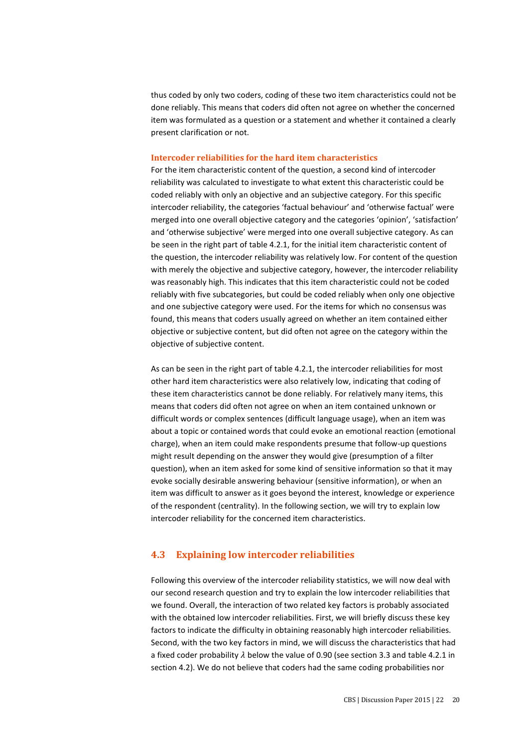thus coded by only two coders, coding of these two item characteristics could not be done reliably. This means that coders did often not agree on whether the concerned item was formulated as a question or a statement and whether it contained a clearly present clarification or not.

### Intercoder reliabilities for the hard item characteristics

For the item characteristic content of the question, a second kind of intercoder reliability was calculated to investigate to what extent this characteristic could be coded reliably with only an objective and an subjective category. For this specific intercoder reliability, the categories 'factual behaviour' and 'otherwise factual' were merged into one overall objective category and the categories 'opinion', 'satisfaction' and 'otherwise subjective' were merged into one overall subjective category. As can be seen in the right part of table 4.2.1, for the initial item characteristic content of the question, the intercoder reliability was relatively low. For content of the question with merely the objective and subjective category, however, the intercoder reliability was reasonably high. This indicates that this item characteristic could not be coded reliably with five subcategories, but could be coded reliably when only one objective and one subjective category were used. For the items for which no consensus was found, this means that coders usually agreed on whether an item contained either objective or subjective content, but did often not agree on the category within the objective of subjective content.

As can be seen in the right part of table 4.2.1, the intercoder reliabilities for most other hard item characteristics were also relatively low, indicating that coding of these item characteristics cannot be done reliably. For relatively many items, this means that coders did often not agree on when an item contained unknown or difficult words or complex sentences (difficult language usage), when an item was about a topic or contained words that could evoke an emotional reaction (emotional charge), when an item could make respondents presume that follow-up questions might result depending on the answer they would give (presumption of a filter question), when an item asked for some kind of sensitive information so that it may evoke socially desirable answering behaviour (sensitive information), or when an item was difficult to answer as it goes beyond the interest, knowledge or experience of the respondent (centrality). In the following section, we will try to explain low intercoder reliability for the concerned item characteristics.

## 4.3 Explaining low intercoder reliabilities

Following this overview of the intercoder reliability statistics, we will now deal with our second research question and try to explain the low intercoder reliabilities that we found. Overall, the interaction of two related key factors is probably associated with the obtained low intercoder reliabilities. First, we will briefly discuss these key factors to indicate the difficulty in obtaining reasonably high intercoder reliabilities. Second, with the two key factors in mind, we will discuss the characteristics that had a fixed coder probability $\lambda$ below the value of 0.90 (see section 3.3 and table 4.2.1 in section 4.2). We do not believe that coders had the same coding probabilities nor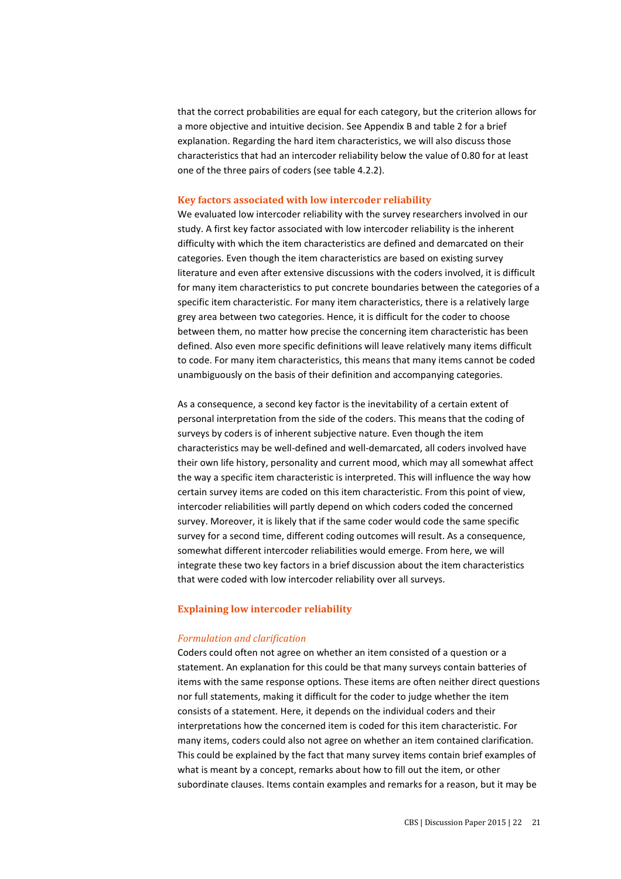that the correct probabilities are equal for each category, but the criterion allows for a more objective and intuitive decision. See Appendix B and table 2 for a brief explanation. Regarding the hard item characteristics, we will also discuss those characteristics that had an intercoder reliability below the value of 0.80 for at least one of the three pairs of coders (see table 4.2.2).

### Key factors associated with low intercoder reliability

We evaluated low intercoder reliability with the survey researchers involved in our study. A first key factor associated with low intercoder reliability is the inherent difficulty with which the item characteristics are defined and demarcated on their categories. Even though the item characteristics are based on existing survey literature and even after extensive discussions with the coders involved, it is difficult for many item characteristics to put concrete boundaries between the categories of a specific item characteristic. For many item characteristics, there is a relatively large grey area between two categories. Hence, it is difficult for the coder to choose between them, no matter how precise the concerning item characteristic has been defined. Also even more specific definitions will leave relatively many items difficult to code. For many item characteristics, this means that many items cannot be coded unambiguously on the basis of their definition and accompanying categories.

As a consequence, a second key factor is the inevitability of a certain extent of personal interpretation from the side of the coders. This means that the coding of surveys by coders is of inherent subjective nature. Even though the item characteristics may be well-defined and well-demarcated, all coders involved have their own life history, personality and current mood, which may all somewhat affect the way a specific item characteristic is interpreted. This will influence the way how certain survey items are coded on this item characteristic. From this point of view, intercoder reliabilities will partly depend on which coders coded the concerned survey. Moreover, it is likely that if the same coder would code the same specific survey for a second time, different coding outcomes will result. As a consequence, somewhat different intercoder reliabilities would emerge. From here, we will integrate these two key factors in a brief discussion about the item characteristics that were coded with low intercoder reliability over all surveys.

### Explaining low intercoder reliability

#### *Formulation and clarification*

Coders could often not agree on whether an item consisted of a question or a statement. An explanation for this could be that many surveys contain batteries of items with the same response options. These items are often neither direct questions nor full statements, making it difficult for the coder to judge whether the item consists of a statement. Here, it depends on the individual coders and their interpretations how the concerned item is coded for this item characteristic. For many items, coders could also not agree on whether an item contained clarification. This could be explained by the fact that many survey items contain brief examples of what is meant by a concept, remarks about how to fill out the item, or other subordinate clauses. Items contain examples and remarks for a reason, but it may be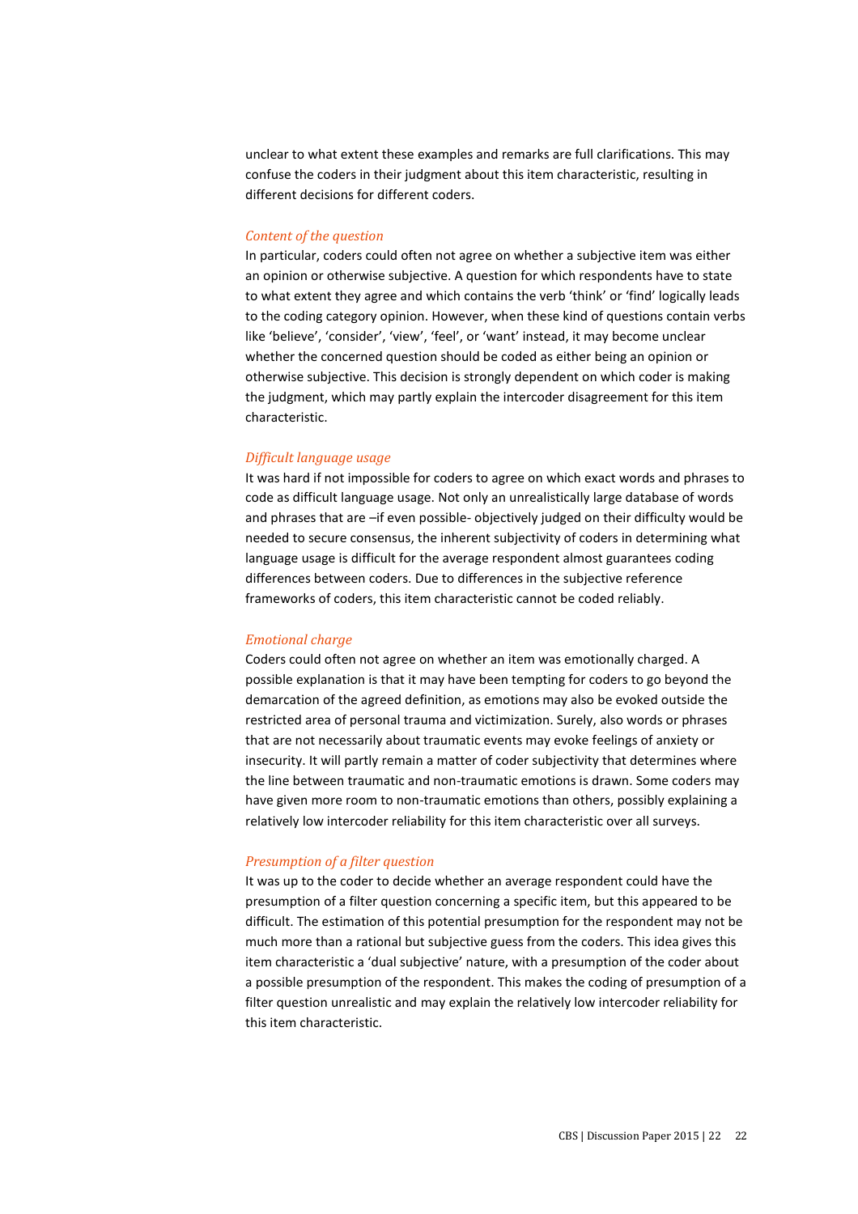unclear to what extent these examples and remarks are full clarifications. This may confuse the coders in their judgment about this item characteristic, resulting in different decisions for different coders.

*Content of the question*

In particular, coders could often not agree on whether a subjective item was either an opinion or otherwise subjective. A question for which respondents have to state to what extent they agree and which contains the verb 'think' or 'find' logically leads to the coding category opinion. However, when these kind of questions contain verbs like 'believe', 'consider', 'view', 'feel', or 'want' instead, it may become unclear whether the concerned question should be coded as either being an opinion or otherwise subjective. This decision is strongly dependent on which coder is making the judgment, which may partly explain the intercoder disagreement for this item characteristic.

*Difficult language usage*

It was hard if not impossible for coders to agree on which exact words and phrases to code as difficult language usage. Not only an unrealistically large database of words and phrases that are –if even possible- objectively judged on their difficulty would be needed to secure consensus, the inherent subjectivity of coders in determining what language usage is difficult for the average respondent almost guarantees coding differences between coders. Due to differences in the subjective reference frameworks of coders, this item characteristic cannot be coded reliably.

*Emotional charge*

Coders could often not agree on whether an item was emotionally charged. A possible explanation is that it may have been tempting for coders to go beyond the demarcation of the agreed definition, as emotions may also be evoked outside the restricted area of personal trauma and victimization. Surely, also words or phrases that are not necessarily about traumatic events may evoke feelings of anxiety or insecurity. It will partly remain a matter of coder subjectivity that determines where the line between traumatic and non-traumatic emotions is drawn. Some coders may have given more room to non-traumatic emotions than others, possibly explaining a relatively low intercoder reliability for this item characteristic over all surveys.

*Presumption of a filter question*

It was up to the coder to decide whether an average respondent could have the presumption of a filter question concerning a specific item, but this appeared to be difficult. The estimation of this potential presumption for the respondent may not be much more than a rational but subjective guess from the coders. This idea gives this item characteristic a 'dual subjective' nature, with a presumption of the coder about a possible presumption of the respondent. This makes the coding of presumption of a filter question unrealistic and may explain the relatively low intercoder reliability for this item characteristic.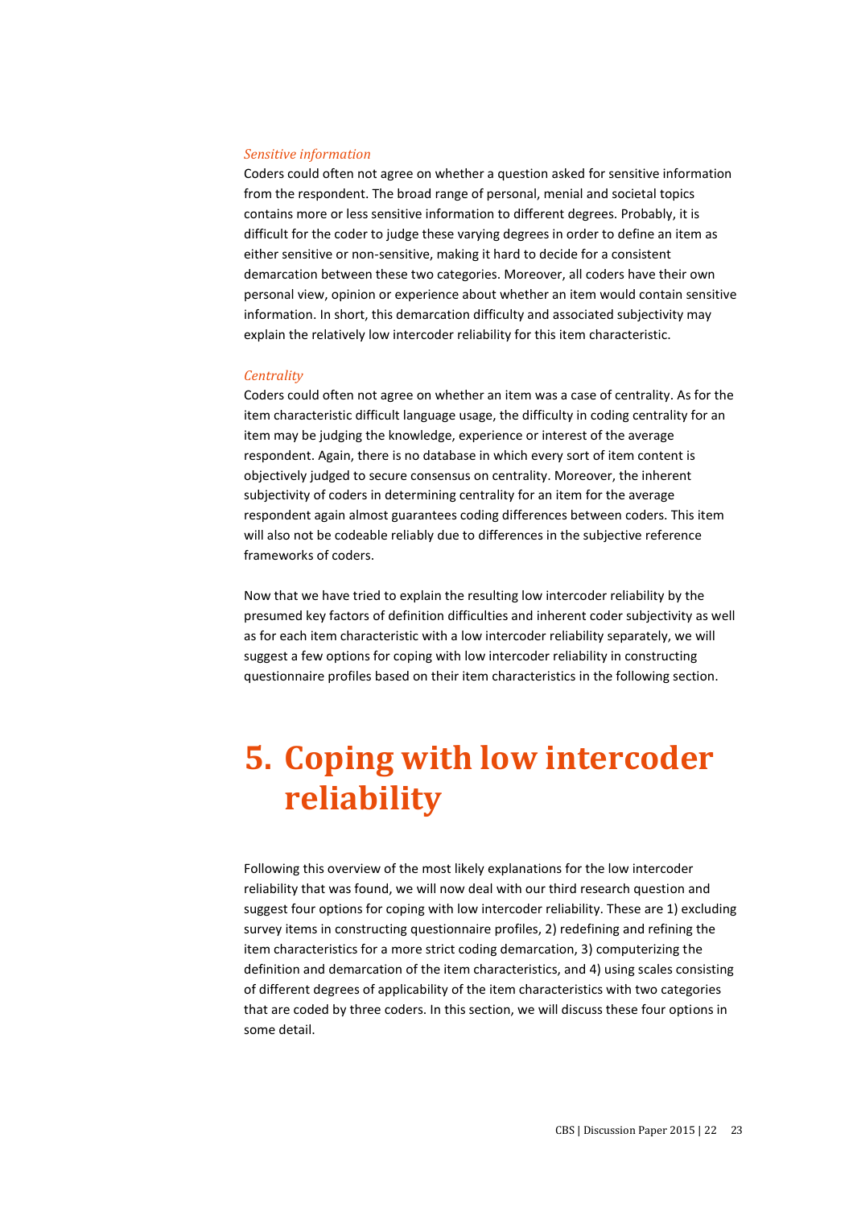### *Sensitive information*

Coders could often not agree on whether a question asked for sensitive information from the respondent. The broad range of personal, menial and societal topics contains more or less sensitive information to different degrees. Probably, it is difficult for the coder to judge these varying degrees in order to define an item as either sensitive or non-sensitive, making it hard to decide for a consistent demarcation between these two categories. Moreover, all coders have their own personal view, opinion or experience about whether an item would contain sensitive information. In short, this demarcation difficulty and associated subjectivity may explain the relatively low intercoder reliability for this item characteristic.

### *Centrality*

Coders could often not agree on whether an item was a case of centrality. As for the item characteristic difficult language usage, the difficulty in coding centrality for an item may be judging the knowledge, experience or interest of the average respondent. Again, there is no database in which every sort of item content is objectively judged to secure consensus on centrality. Moreover, the inherent subjectivity of coders in determining centrality for an item for the average respondent again almost guarantees coding differences between coders. This item will also not be codeable reliably due to differences in the subjective reference frameworks of coders.

Now that we have tried to explain the resulting low intercoder reliability by the presumed key factors of definition difficulties and inherent coder subjectivity as well as for each item characteristic with a low intercoder reliability separately, we will suggest a few options for coping with low intercoder reliability in constructing questionnaire profiles based on their item characteristics in the following section.

# 5. Coping with low intercoder reliability

Following this overview of the most likely explanations for the low intercoder reliability that was found, we will now deal with our third research question and suggest four options for coping with low intercoder reliability. These are 1) excluding survey items in constructing questionnaire profiles, 2) redefining and refining the item characteristics for a more strict coding demarcation, 3) computerizing the definition and demarcation of the item characteristics, and 4) using scales consisting of different degrees of applicability of the item characteristics with two categories that are coded by three coders. In this section, we will discuss these four options in some detail.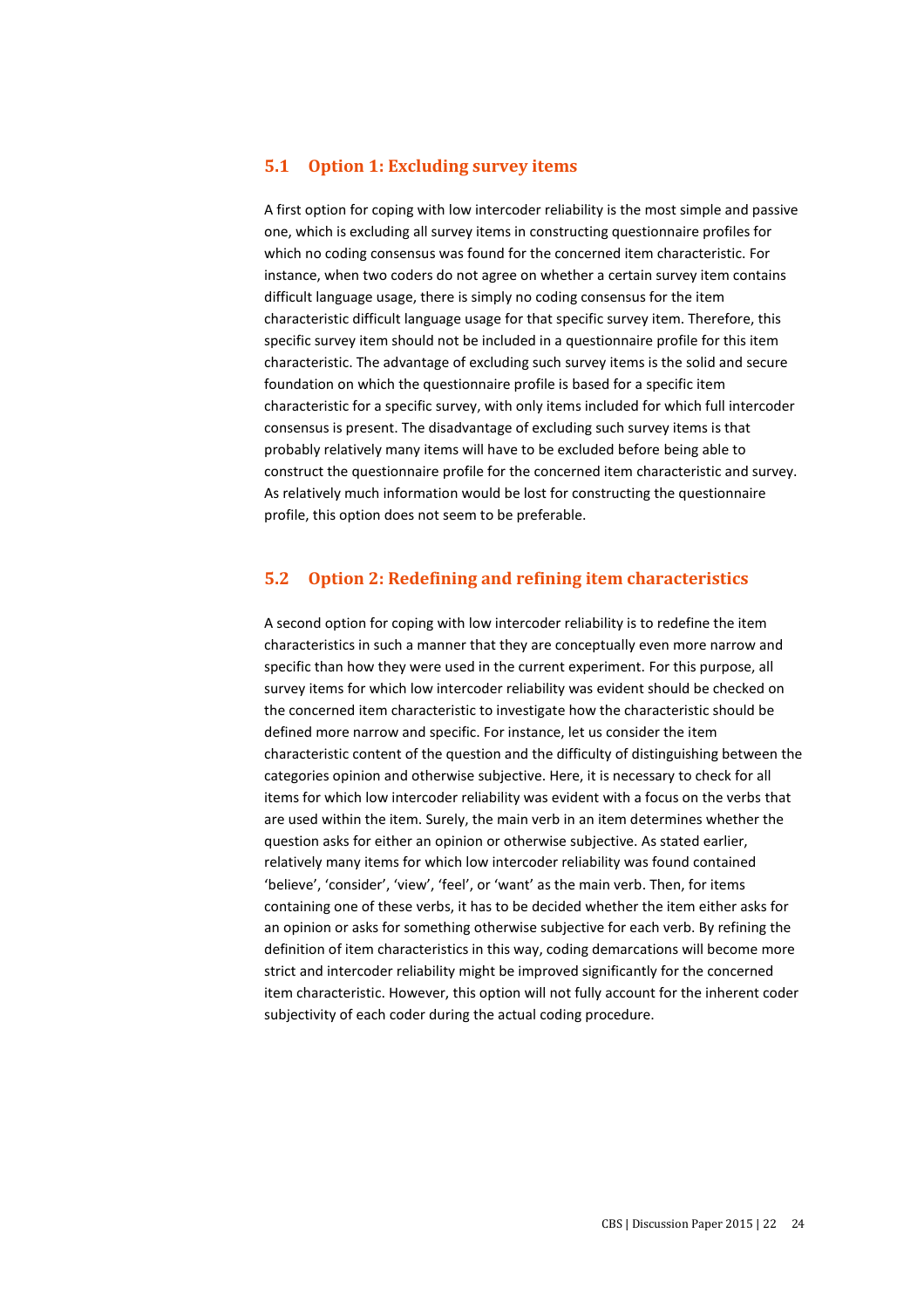## 5.1 Option 1: Excluding survey items

A first option for coping with low intercoder reliability is the most simple and passive one, which is excluding all survey items in constructing questionnaire profiles for which no coding consensus was found for the concerned item characteristic. For instance, when two coders do not agree on whether a certain survey item contains difficult language usage, there is simply no coding consensus for the item characteristic difficult language usage for that specific survey item. Therefore, this specific survey item should not be included in a questionnaire profile for this item characteristic. The advantage of excluding such survey items is the solid and secure foundation on which the questionnaire profile is based for a specific item characteristic for a specific survey, with only items included for which full intercoder consensus is present. The disadvantage of excluding such survey items is that probably relatively many items will have to be excluded before being able to construct the questionnaire profile for the concerned item characteristic and survey. As relatively much information would be lost for constructing the questionnaire profile, this option does not seem to be preferable.

## 5.2 Option 2: Redefining and refining item characteristics

A second option for coping with low intercoder reliability is to redefine the item characteristics in such a manner that they are conceptually even more narrow and specific than how they were used in the current experiment. For this purpose, all survey items for which low intercoder reliability was evident should be checked on the concerned item characteristic to investigate how the characteristic should be defined more narrow and specific. For instance, let us consider the item characteristic content of the question and the difficulty of distinguishing between the categories opinion and otherwise subjective. Here, it is necessary to check for all items for which low intercoder reliability was evident with a focus on the verbs that are used within the item. Surely, the main verb in an item determines whether the question asks for either an opinion or otherwise subjective. As stated earlier, relatively many items for which low intercoder reliability was found contained 'believe', 'consider', 'view', 'feel', or 'want' as the main verb. Then, for items containing one of these verbs, it has to be decided whether the item either asks for an opinion or asks for something otherwise subjective for each verb. By refining the definition of item characteristics in this way, coding demarcations will become more strict and intercoder reliability might be improved significantly for the concerned item characteristic. However, this option will not fully account for the inherent coder subjectivity of each coder during the actual coding procedure.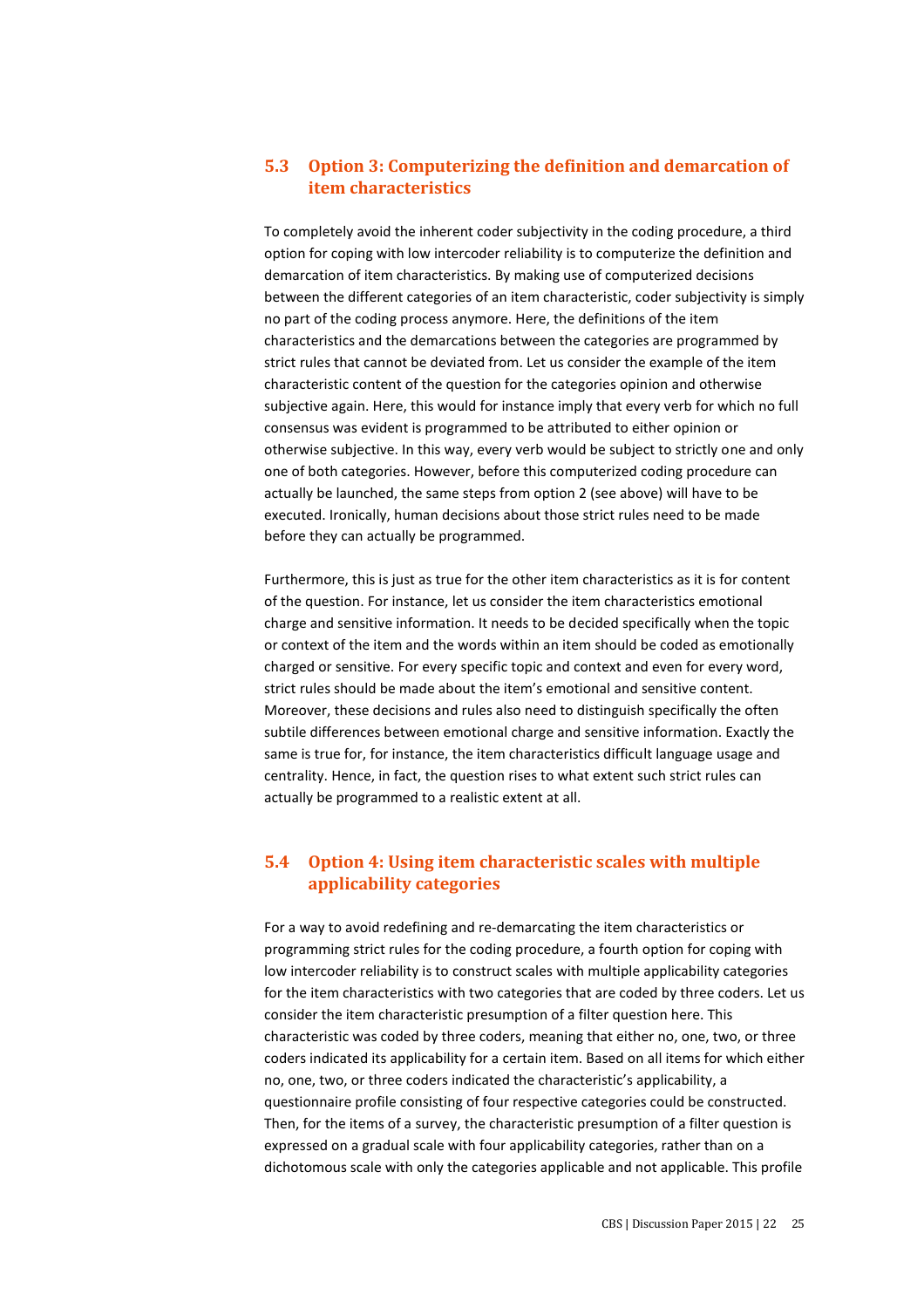## 5.3 Option 3: Computerizing the definition and demarcation of item characteristics

To completely avoid the inherent coder subjectivity in the coding procedure, a third option for coping with low intercoder reliability is to computerize the definition and demarcation of item characteristics. By making use of computerized decisions between the different categories of an item characteristic, coder subjectivity is simply no part of the coding process anymore. Here, the definitions of the item characteristics and the demarcations between the categories are programmed by strict rules that cannot be deviated from. Let us consider the example of the item characteristic content of the question for the categories opinion and otherwise subjective again. Here, this would for instance imply that every verb for which no full consensus was evident is programmed to be attributed to either opinion or otherwise subjective. In this way, every verb would be subject to strictly one and only one of both categories. However, before this computerized coding procedure can actually be launched, the same steps from option 2 (see above) will have to be executed. Ironically, human decisions about those strict rules need to be made before they can actually be programmed.

Furthermore, this is just as true for the other item characteristics as it is for content of the question. For instance, let us consider the item characteristics emotional charge and sensitive information. It needs to be decided specifically when the topic or context of the item and the words within an item should be coded as emotionally charged or sensitive. For every specific topic and context and even for every word, strict rules should be made about the item's emotional and sensitive content. Moreover, these decisions and rules also need to distinguish specifically the often subtile differences between emotional charge and sensitive information. Exactly the same is true for, for instance, the item characteristics difficult language usage and centrality. Hence, in fact, the question rises to what extent such strict rules can actually be programmed to a realistic extent at all.

## 5.4 Option 4: Using item characteristic scales with multiple applicability categories

For a way to avoid redefining and re-demarcating the item characteristics or programming strict rules for the coding procedure, a fourth option for coping with low intercoder reliability is to construct scales with multiple applicability categories for the item characteristics with two categories that are coded by three coders. Let us consider the item characteristic presumption of a filter question here. This characteristic was coded by three coders, meaning that either no, one, two, or three coders indicated its applicability for a certain item. Based on all items for which either no, one, two, or three coders indicated the characteristic's applicability, a questionnaire profile consisting of four respective categories could be constructed. Then, for the items of a survey, the characteristic presumption of a filter question is expressed on a gradual scale with four applicability categories, rather than on a dichotomous scale with only the categories applicable and not applicable. This profile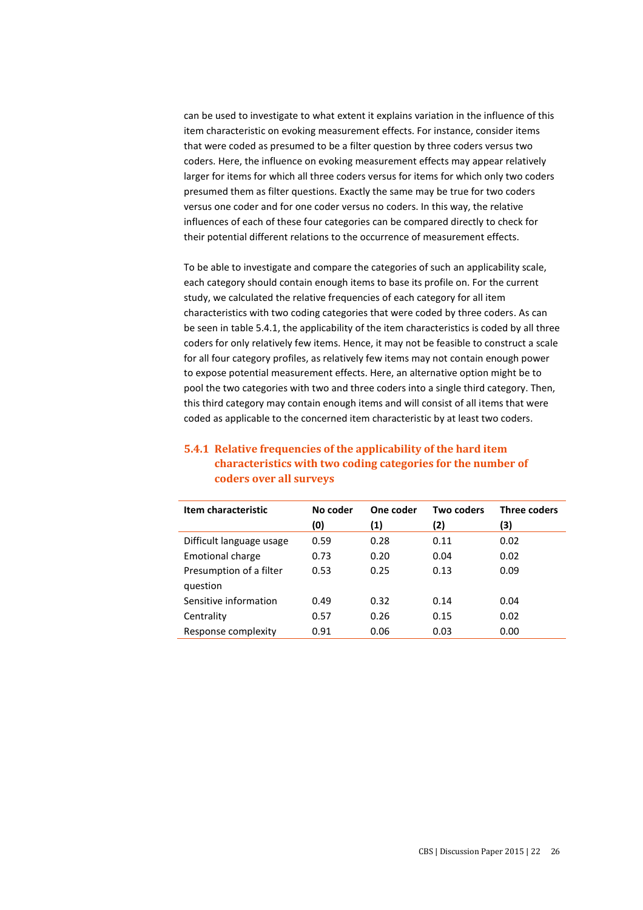can be used to investigate to what extent it explains variation in the influence of this item characteristic on evoking measurement effects. For instance, consider items that were coded as presumed to be a filter question by three coders versus two coders. Here, the influence on evoking measurement effects may appear relatively larger for items for which all three coders versus for items for which only two coders presumed them as filter questions. Exactly the same may be true for two coders versus one coder and for one coder versus no coders. In this way, the relative influences of each of these four categories can be compared directly to check for their potential different relations to the occurrence of measurement effects.

To be able to investigate and compare the categories of such an applicability scale, each category should contain enough items to base its profile on. For the current study, we calculated the relative frequencies of each category for all item characteristics with two coding categories that were coded by three coders. As can be seen in table 5.4.1, the applicability of the item characteristics is coded by all three coders for only relatively few items. Hence, it may not be feasible to construct a scale for all four category profiles, as relatively few items may not contain enough power to expose potential measurement effects. Here, an alternative option might be to pool the two categories with two and three coders into a single third category. Then, this third category may contain enough items and will consist of all items that were coded as applicable to the concerned item characteristic by at least two coders.

### 5.4.1 Relative frequencies of the applicability of the hard item characteristics with two coding categories for the number of coders over all surveys

| Item characteristic | No coder (0) | One coder (1) | Two coders (2) | Three coders (3) |
|---|---|---|---|---|
| Difficult language usage | 0.59 | 0.28 | 0.11 | 0.02 |
| Emotional charge | 0.73 | 0.20 | 0.04 | 0.02 |
| Presumption of a filter question | 0.53 | 0.25 | 0.13 | 0.09 |
| Sensitive information | 0.49 | 0.32 | 0.14 | 0.04 |
| Centrality | 0.57 | 0.26 | 0.15 | 0.02 |
| Response complexity | 0.91 | 0.06 | 0.03 | 0.00 |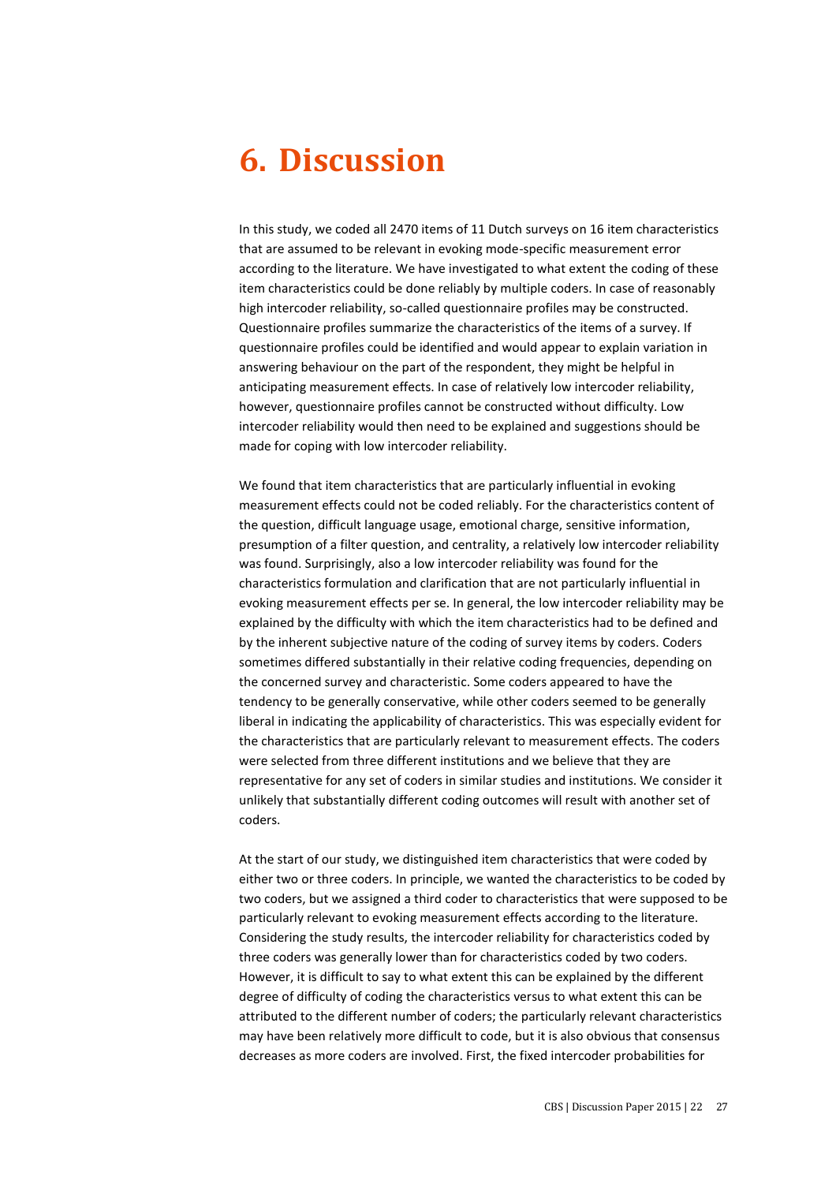# 6. Discussion

In this study, we coded all 2470 items of 11 Dutch surveys on 16 item characteristics that are assumed to be relevant in evoking mode-specific measurement error according to the literature. We have investigated to what extent the coding of these item characteristics could be done reliably by multiple coders. In case of reasonably high intercoder reliability, so-called questionnaire profiles may be constructed. Questionnaire profiles summarize the characteristics of the items of a survey. If questionnaire profiles could be identified and would appear to explain variation in answering behaviour on the part of the respondent, they might be helpful in anticipating measurement effects. In case of relatively low intercoder reliability, however, questionnaire profiles cannot be constructed without difficulty. Low intercoder reliability would then need to be explained and suggestions should be made for coping with low intercoder reliability.

We found that item characteristics that are particularly influential in evoking measurement effects could not be coded reliably. For the characteristics content of the question, difficult language usage, emotional charge, sensitive information, presumption of a filter question, and centrality, a relatively low intercoder reliability was found. Surprisingly, also a low intercoder reliability was found for the characteristics formulation and clarification that are not particularly influential in evoking measurement effects per se. In general, the low intercoder reliability may be explained by the difficulty with which the item characteristics had to be defined and by the inherent subjective nature of the coding of survey items by coders. Coders sometimes differed substantially in their relative coding frequencies, depending on the concerned survey and characteristic. Some coders appeared to have the tendency to be generally conservative, while other coders seemed to be generally liberal in indicating the applicability of characteristics. This was especially evident for the characteristics that are particularly relevant to measurement effects. The coders were selected from three different institutions and we believe that they are representative for any set of coders in similar studies and institutions. We consider it unlikely that substantially different coding outcomes will result with another set of coders.

At the start of our study, we distinguished item characteristics that were coded by either two or three coders. In principle, we wanted the characteristics to be coded by two coders, but we assigned a third coder to characteristics that were supposed to be particularly relevant to evoking measurement effects according to the literature. Considering the study results, the intercoder reliability for characteristics coded by three coders was generally lower than for characteristics coded by two coders. However, it is difficult to say to what extent this can be explained by the different degree of difficulty of coding the characteristics versus to what extent this can be attributed to the different number of coders; the particularly relevant characteristics may have been relatively more difficult to code, but it is also obvious that consensus decreases as more coders are involved. First, the fixed intercoder probabilities for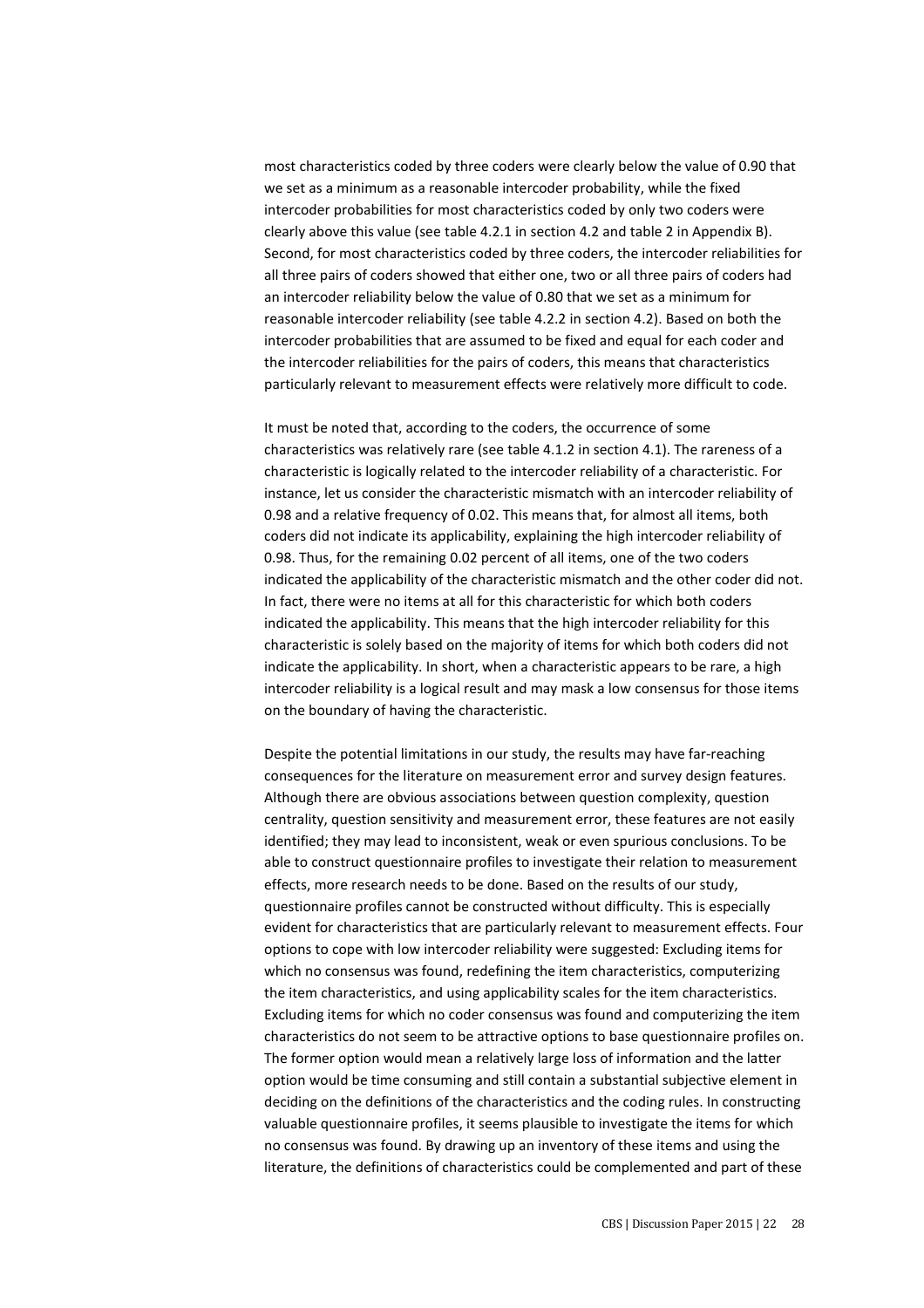most characteristics coded by three coders were clearly below the value of 0.90 that we set as a minimum as a reasonable intercoder probability, while the fixed intercoder probabilities for most characteristics coded by only two coders were clearly above this value (see table 4.2.1 in section 4.2 and table 2 in Appendix B). Second, for most characteristics coded by three coders, the intercoder reliabilities for all three pairs of coders showed that either one, two or all three pairs of coders had an intercoder reliability below the value of 0.80 that we set as a minimum for reasonable intercoder reliability (see table 4.2.2 in section 4.2). Based on both the intercoder probabilities that are assumed to be fixed and equal for each coder and the intercoder reliabilities for the pairs of coders, this means that characteristics particularly relevant to measurement effects were relatively more difficult to code.

It must be noted that, according to the coders, the occurrence of some characteristics was relatively rare (see table 4.1.2 in section 4.1). The rareness of a characteristic is logically related to the intercoder reliability of a characteristic. For instance, let us consider the characteristic mismatch with an intercoder reliability of 0.98 and a relative frequency of 0.02. This means that, for almost all items, both coders did not indicate its applicability, explaining the high intercoder reliability of 0.98. Thus, for the remaining 0.02 percent of all items, one of the two coders indicated the applicability of the characteristic mismatch and the other coder did not. In fact, there were no items at all for this characteristic for which both coders indicated the applicability. This means that the high intercoder reliability for this characteristic is solely based on the majority of items for which both coders did not indicate the applicability. In short, when a characteristic appears to be rare, a high intercoder reliability is a logical result and may mask a low consensus for those items on the boundary of having the characteristic.

Despite the potential limitations in our study, the results may have far-reaching consequences for the literature on measurement error and survey design features. Although there are obvious associations between question complexity, question centrality, question sensitivity and measurement error, these features are not easily identified; they may lead to inconsistent, weak or even spurious conclusions. To be able to construct questionnaire profiles to investigate their relation to measurement effects, more research needs to be done. Based on the results of our study, questionnaire profiles cannot be constructed without difficulty. This is especially evident for characteristics that are particularly relevant to measurement effects. Four options to cope with low intercoder reliability were suggested: Excluding items for which no consensus was found, redefining the item characteristics, computerizing the item characteristics, and using applicability scales for the item characteristics. Excluding items for which no coder consensus was found and computerizing the item characteristics do not seem to be attractive options to base questionnaire profiles on. The former option would mean a relatively large loss of information and the latter option would be time consuming and still contain a substantial subjective element in deciding on the definitions of the characteristics and the coding rules. In constructing valuable questionnaire profiles, it seems plausible to investigate the items for which no consensus was found. By drawing up an inventory of these items and using the literature, the definitions of characteristics could be complemented and part of these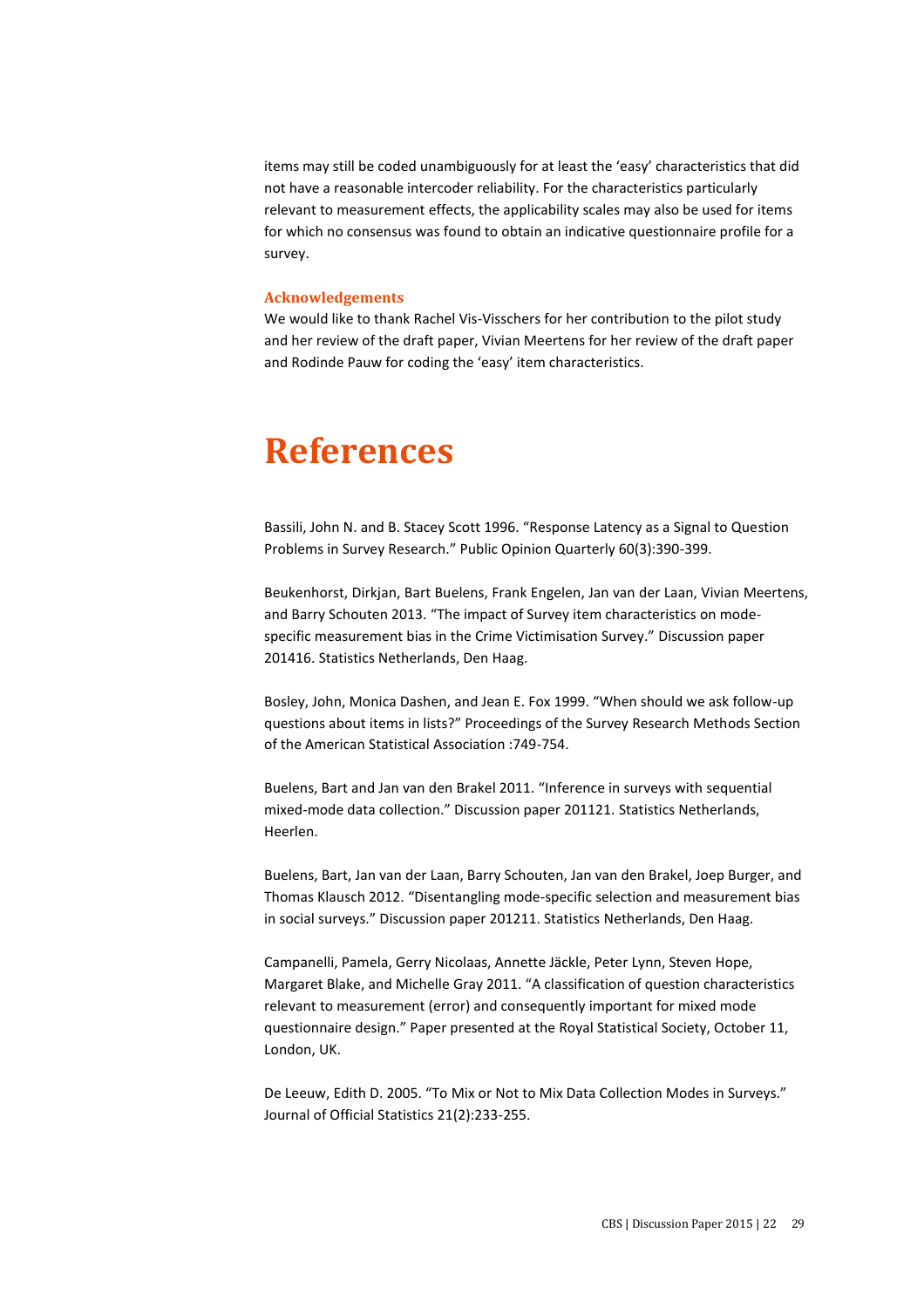items may still be coded unambiguously for at least the 'easy' characteristics that did not have a reasonable intercoder reliability. For the characteristics particularly relevant to measurement effects, the applicability scales may also be used for items for which no consensus was found to obtain an indicative questionnaire profile for a survey.

### Acknowledgements

We would like to thank Rachel Vis-Visschers for her contribution to the pilot study and her review of the draft paper, Vivian Meertens for her review of the draft paper and Rodinde Pauw for coding the 'easy' item characteristics.

# References

Bassili, John N. and B. Stacey Scott 1996. "Response Latency as a Signal to Question Problems in Survey Research." Public Opinion Quarterly 60(3):390-399.

Beukenhorst, Dirkjan, Bart Buelens, Frank Engelen, Jan van der Laan, Vivian Meertens, and Barry Schouten 2013. "The impact of Survey item characteristics on mode-specific measurement bias in the Crime Victimisation Survey." Discussion paper 201416. Statistics Netherlands, Den Haag.

Bosley, John, Monica Dashen, and Jean E. Fox 1999. "When should we ask follow-up questions about items in lists?" Proceedings of the Survey Research Methods Section of the American Statistical Association :749-754.

Buelens, Bart and Jan van den Brakel 2011. "Inference in surveys with sequential mixed-mode data collection." Discussion paper 201121. Statistics Netherlands, Heerlen.

Buelens, Bart, Jan van der Laan, Barry Schouten, Jan van den Brakel, Joep Burger, and Thomas Klausch 2012. "Disentangling mode-specific selection and measurement bias in social surveys." Discussion paper 201211. Statistics Netherlands, Den Haag.

Campanelli, Pamela, Gerry Nicolaas, Annette Jäckle, Peter Lynn, Steven Hope, Margaret Blake, and Michelle Gray 2011. "A classification of question characteristics relevant to measurement (error) and consequently important for mixed mode questionnaire design." Paper presented at the Royal Statistical Society, October 11, London, UK.

De Leeuw, Edith D. 2005. "To Mix or Not to Mix Data Collection Modes in Surveys." Journal of Official Statistics 21(2):233-255.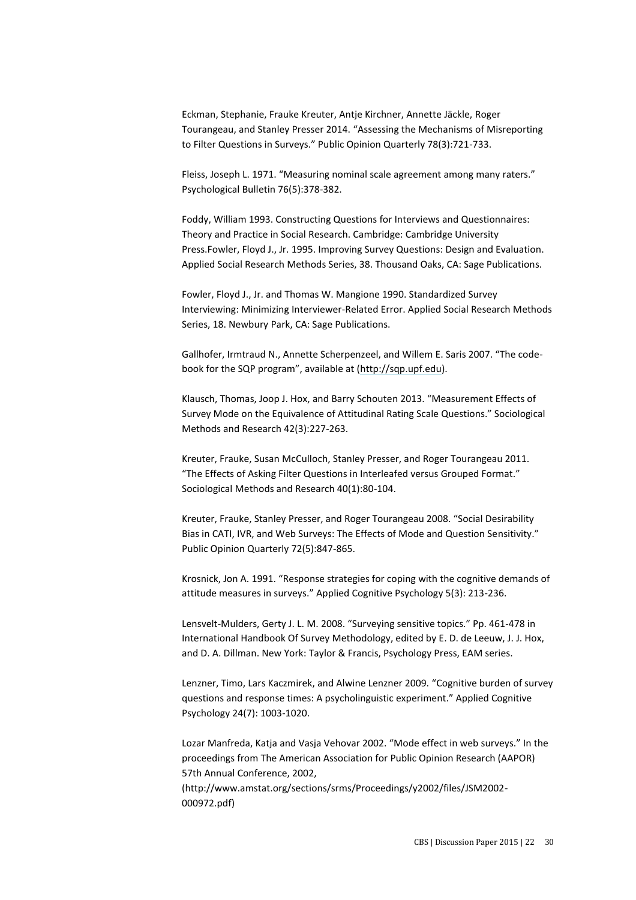Eckman, Stephanie, Frauke Kreuter, Antje Kirchner, Annette Jäckle, Roger Tourangeau, and Stanley Presser 2014. "Assessing the Mechanisms of Misreporting to Filter Questions in Surveys." Public Opinion Quarterly 78(3):721-733.

Fleiss, Joseph L. 1971. "Measuring nominal scale agreement among many raters." Psychological Bulletin 76(5):378-382.

Foddy, William 1993. Constructing Questions for Interviews and Questionnaires: Theory and Practice in Social Research. Cambridge: Cambridge University Press.Fowler, Floyd J., Jr. 1995. Improving Survey Questions: Design and Evaluation. Applied Social Research Methods Series, 38. Thousand Oaks, CA: Sage Publications.

Fowler, Floyd J., Jr. and Thomas W. Mangione 1990. Standardized Survey Interviewing: Minimizing Interviewer-Related Error. Applied Social Research Methods Series, 18. Newbury Park, CA: Sage Publications.

Gallhofer, Irmtraud N., Annette Scherpenzeel, and Willem E. Saris 2007. "The code-book for the SQP program", available at (http://sqp.upf.edu).

Klausch, Thomas, Joop J. Hox, and Barry Schouten 2013. "Measurement Effects of Survey Mode on the Equivalence of Attitudinal Rating Scale Questions." Sociological Methods and Research 42(3):227-263.

Kreuter, Frauke, Susan McCulloch, Stanley Presser, and Roger Tourangeau 2011. "The Effects of Asking Filter Questions in Interleafed versus Grouped Format." Sociological Methods and Research 40(1):80-104.

Kreuter, Frauke, Stanley Presser, and Roger Tourangeau 2008. "Social Desirability Bias in CATI, IVR, and Web Surveys: The Effects of Mode and Question Sensitivity." Public Opinion Quarterly 72(5):847-865.

Krosnick, Jon A. 1991. "Response strategies for coping with the cognitive demands of attitude measures in surveys." Applied Cognitive Psychology 5(3): 213-236.

Lensvelt-Mulders, Gerty J. L. M. 2008. "Surveying sensitive topics." Pp. 461-478 in International Handbook Of Survey Methodology, edited by E. D. de Leeuw, J. J. Hox, and D. A. Dillman. New York: Taylor & Francis, Psychology Press, EAM series.

Lenzner, Timo, Lars Kaczmirek, and Alwine Lenzner 2009. "Cognitive burden of survey questions and response times: A psycholinguistic experiment." Applied Cognitive Psychology 24(7): 1003-1020.

Lozar Manfreda, Katja and Vasja Vehovar 2002. "Mode effect in web surveys." In the proceedings from The American Association for Public Opinion Research (AAPOR) 57th Annual Conference, 2002, (http://www.amstat.org/sections/srms/Proceedings/y2002/files/JSM2002-000972.pdf)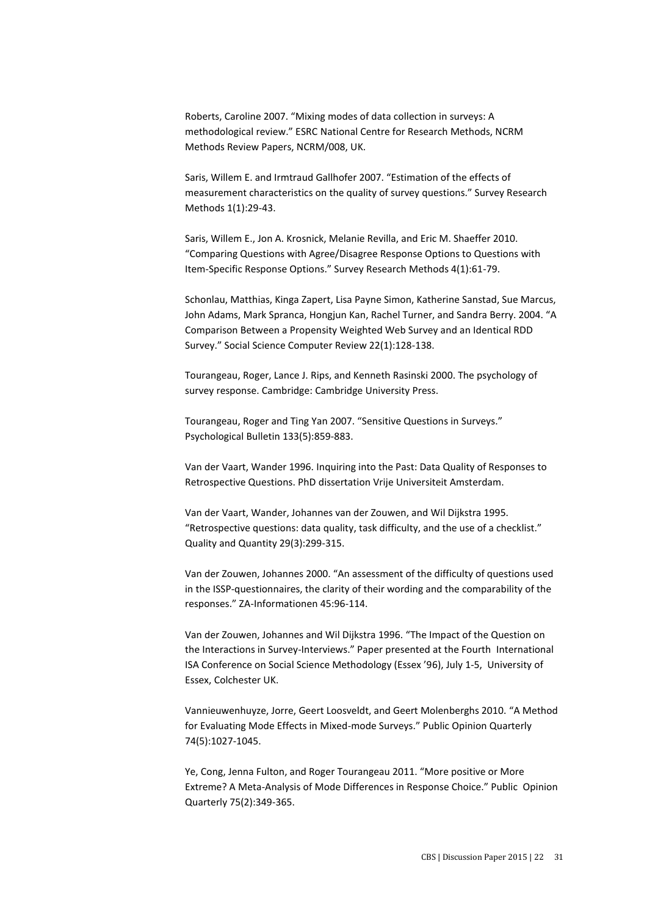Roberts, Caroline 2007. “Mixing modes of data collection in surveys: A methodological review.” ESRC National Centre for Research Methods, NCRM Methods Review Papers, NCRM/008, UK.

Saris, Willem E. and Irmtraud Gallhofer 2007. “Estimation of the effects of measurement characteristics on the quality of survey questions.” Survey Research Methods 1(1):29-43.

Saris, Willem E., Jon A. Krosnick, Melanie Revilla, and Eric M. Shaeffer 2010. “Comparing Questions with Agree/Disagree Response Options to Questions with Item-Specific Response Options.” Survey Research Methods 4(1):61-79.

Schonlau, Matthias, Kinga Zapert, Lisa Payne Simon, Katherine Sanstad, Sue Marcus, John Adams, Mark Spranca, Hongjun Kan, Rachel Turner, and Sandra Berry. 2004. “A Comparison Between a Propensity Weighted Web Survey and an Identical RDD Survey.” Social Science Computer Review 22(1):128-138.

Tourangeau, Roger, Lance J. Rips, and Kenneth Rasinski 2000. The psychology of survey response. Cambridge: Cambridge University Press.

Tourangeau, Roger and Ting Yan 2007. “Sensitive Questions in Surveys.” Psychological Bulletin 133(5):859-883.

Van der Vaart, Wander 1996. Inquiring into the Past: Data Quality of Responses to Retrospective Questions. PhD dissertation Vrije Universiteit Amsterdam.

Van der Vaart, Wander, Johannes van der Zouwen, and Wil Dijkstra 1995. “Retrospective questions: data quality, task difficulty, and the use of a checklist.” Quality and Quantity 29(3):299-315.

Van der Zouwen, Johannes 2000. “An assessment of the difficulty of questions used in the ISSP-questionnaires, the clarity of their wording and the comparability of the responses.” ZA-Informationen 45:96-114.

Van der Zouwen, Johannes and Wil Dijkstra 1996. “The Impact of the Question on the Interactions in Survey-Interviews.” Paper presented at the Fourth International ISA Conference on Social Science Methodology (Essex ’96), July 1-5, University of Essex, Colchester UK.

Vannieuwenhuyze, Jorre, Geert Loosveldt, and Geert Molenberghs 2010. “A Method for Evaluating Mode Effects in Mixed-mode Surveys.” Public Opinion Quarterly 74(5):1027-1045.

Ye, Cong, Jenna Fulton, and Roger Tourangeau 2011. “More positive or More Extreme? A Meta-Analysis of Mode Differences in Response Choice.” Public Opinion Quarterly 75(2):349-365.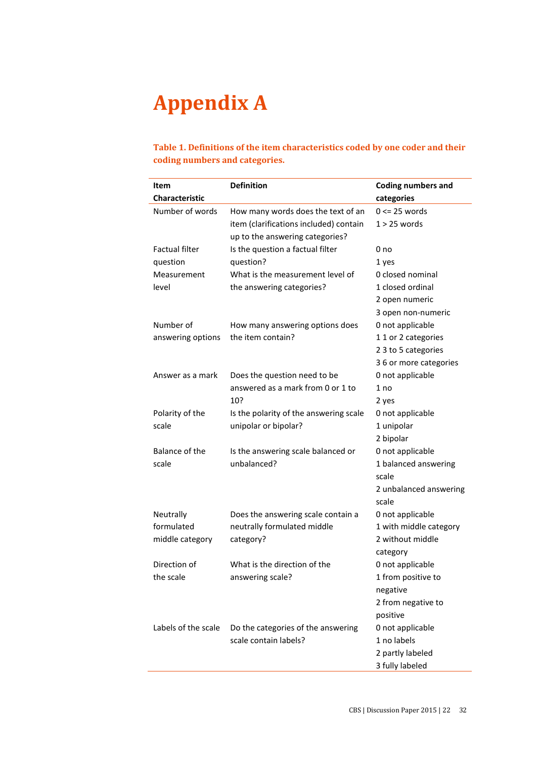# Appendix A

**Table 1. Definitions of the item characteristics coded by one coder and their coding numbers and categories.**

| Item Characteristic | Definition | Coding numbers and categories |
|---|---|---|
| Number of words | How many words does the text of an item (clarifications included) contain up to the answering categories? | 0 <= 25 words<br>1 > 25 words |
| Factual filter question | Is the question a factual filter question? | 0 no<br>1 yes |
| Measurement level | What is the measurement level of the answering categories? | 0 closed nominal<br>1 closed ordinal<br>2 open numeric<br>3 open non-numeric |
| Number of answering options | How many answering options does the item contain? | 0 not applicable<br>1 1 or 2 categories<br>2 3 to 5 categories<br>3 6 or more categories |
| Answer as a mark | Does the question need to be answered as a mark from 0 or 1 to 10? | 0 not applicable<br>1 no<br>2 yes |
| Polarity of the scale | Is the polarity of the answering scale unipolar or bipolar? | 0 not applicable<br>1 unipolar<br>2 bipolar |
| Balance of the scale | Is the answering scale balanced or unbalanced? | 0 not applicable<br>1 balanced answering scale<br>2 unbalanced answering scale |
| Neutrally formulated middle category | Does the answering scale contain a neutrally formulated middle category? | 0 not applicable<br>1 with middle category<br>2 without middle category |
| Direction of the scale | What is the direction of the answering scale? | 0 not applicable<br>1 from positive to negative<br>2 from negative to positive |
| Labels of the scale | Do the categories of the answering scale contain labels? | 0 not applicable<br>1 no labels<br>2 partly labeled<br>3 fully labeled |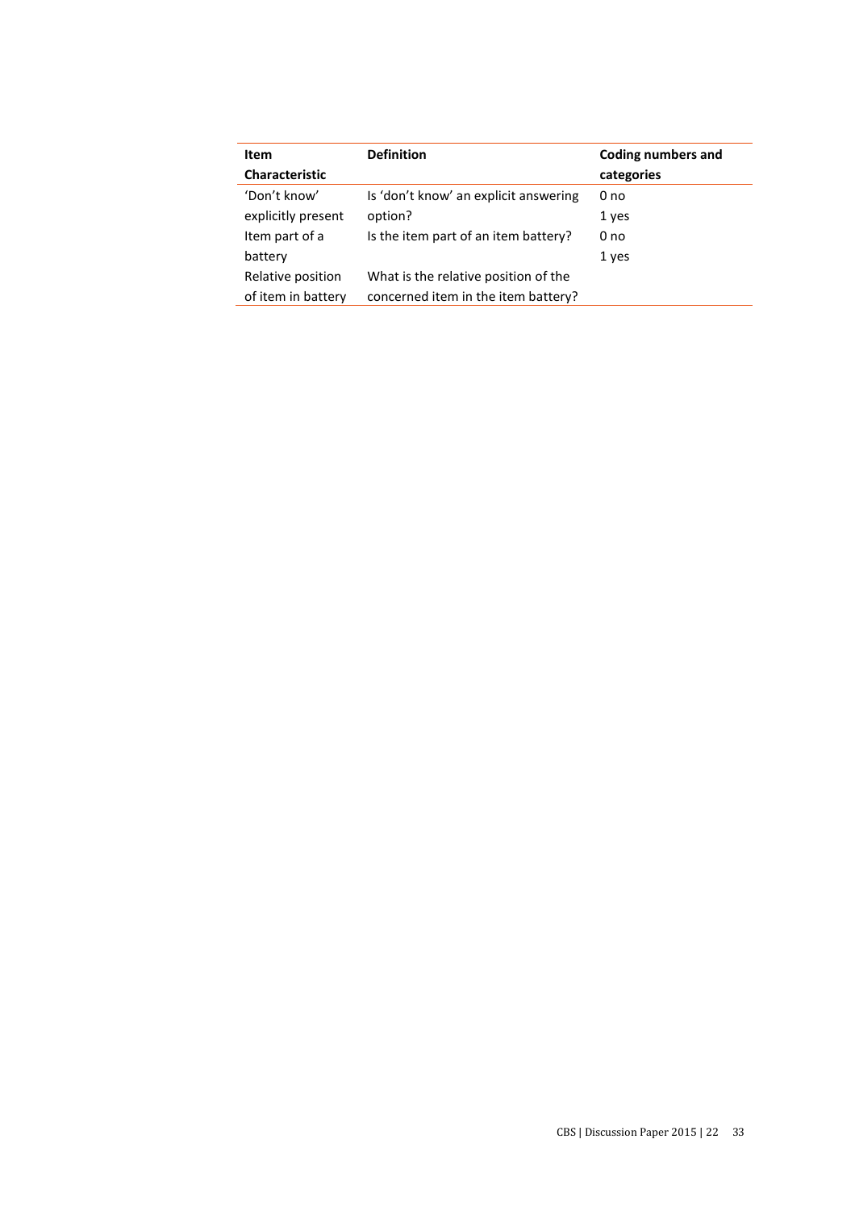| Item Characteristic | Definition | Coding numbers and categories |
| --- | --- | --- |
| 'Don't know' explicitly present | Is 'don't know' an explicit answering option? | 0 no<br>1 yes |
| Item part of a battery | Is the item part of an item battery? | 0 no<br>1 yes |
| Relative position of item in battery | What is the relative position of the concerned item in the item battery? | |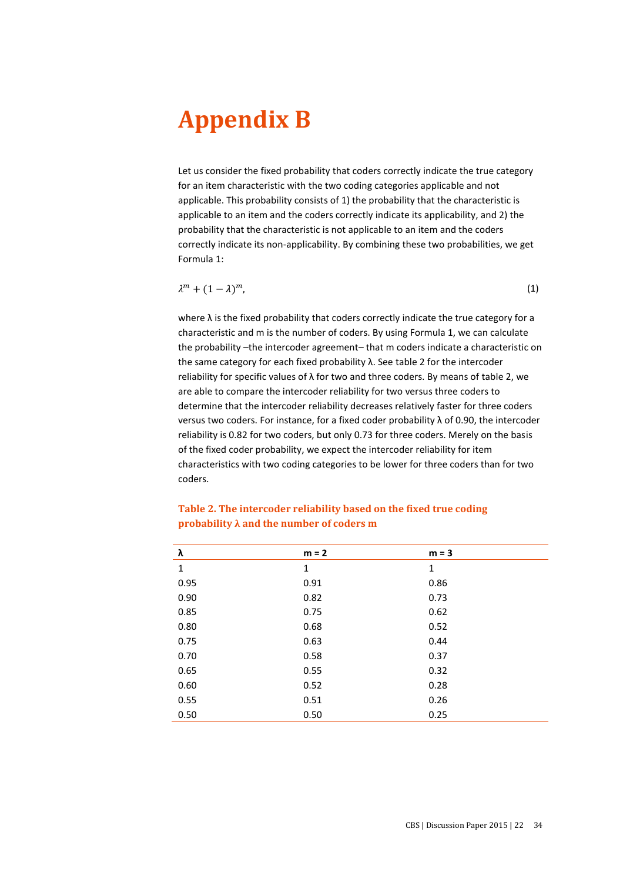# Appendix B

Let us consider the fixed probability that coders correctly indicate the true category for an item characteristic with the two coding categories applicable and not applicable. This probability consists of 1) the probability that the characteristic is applicable to an item and the coders correctly indicate its applicability, and 2) the probability that the characteristic is not applicable to an item and the coders correctly indicate its non-applicability. By combining these two probabilities, we get Formula 1:

$$\lambda^m + (1-\lambda)^m, \tag{1}$$

where λ is the fixed probability that coders correctly indicate the true category for a characteristic and m is the number of coders. By using Formula 1, we can calculate the probability –the intercoder agreement– that m coders indicate a characteristic on the same category for each fixed probability λ. See table 2 for the intercoder reliability for specific values of λ for two and three coders. By means of table 2, we are able to compare the intercoder reliability for two versus three coders to determine that the intercoder reliability decreases relatively faster for three coders versus two coders. For instance, for a fixed coder probability λ of 0.90, the intercoder reliability is 0.82 for two coders, but only 0.73 for three coders. Merely on the basis of the fixed coder probability, we expect the intercoder reliability for item characteristics with two coding categories to be lower for three coders than for two coders.

**Table 2. The intercoder reliability based on the fixed true coding probability λ and the number of coders m**

| λ | m = 2 | m = 3 |
|---|---|---|
| 1 | 1 | 1 |
| 0.95 | 0.91 | 0.86 |
| 0.90 | 0.82 | 0.73 |
| 0.85 | 0.75 | 0.62 |
| 0.80 | 0.68 | 0.52 |
| 0.75 | 0.63 | 0.44 |
| 0.70 | 0.58 | 0.37 |
| 0.65 | 0.55 | 0.32 |
| 0.60 | 0.52 | 0.28 |
| 0.55 | 0.51 | 0.26 |
| 0.50 | 0.50 | 0.25 |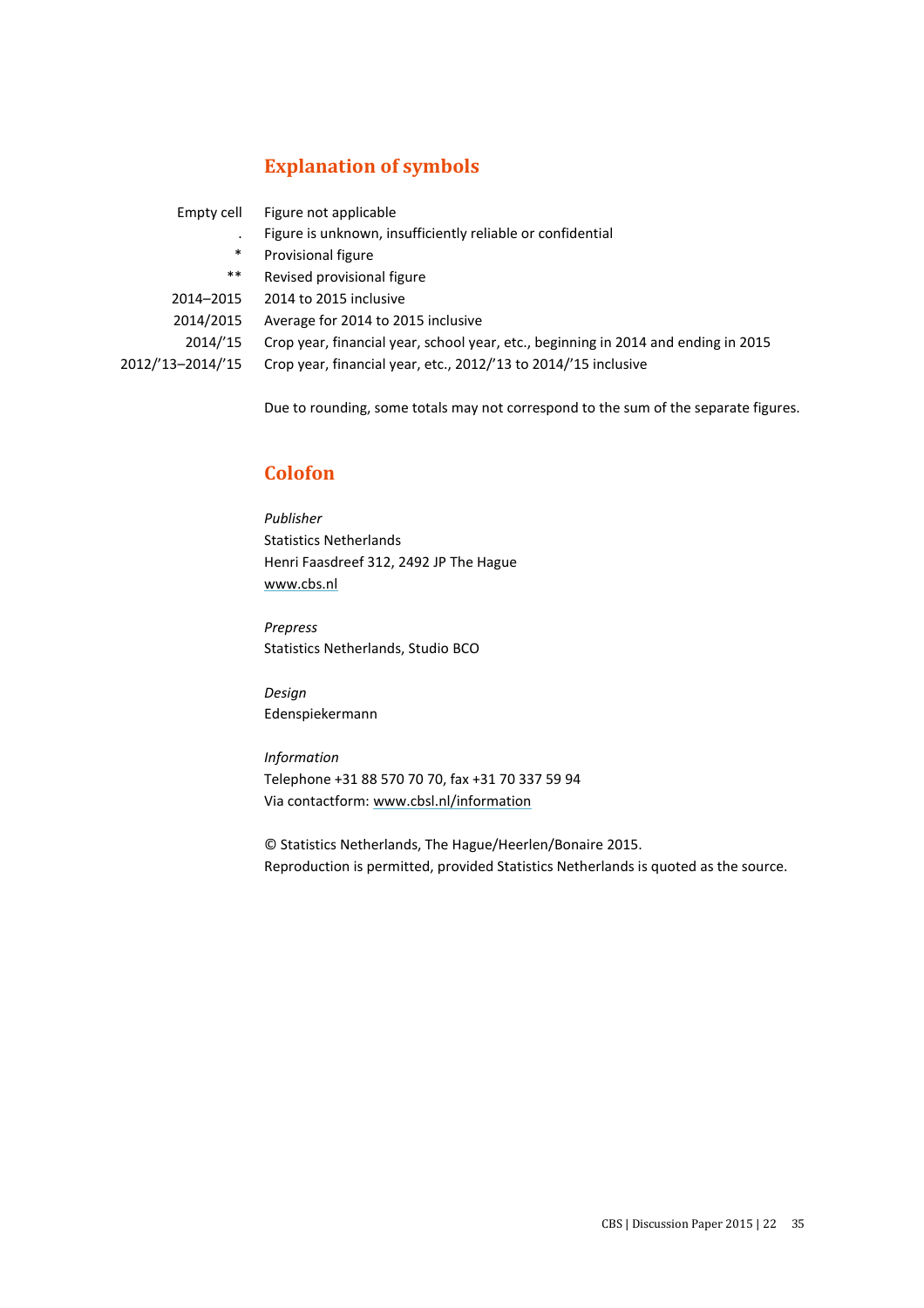## Explanation of symbols

| | |
|---|---|
| Empty cell | Figure not applicable |
| . | Figure is unknown, insufficiently reliable or confidential |
| * | Provisional figure |
| ** | Revised provisional figure |
| 2014–2015 | 2014 to 2015 inclusive |
| 2014/2015 | Average for 2014 to 2015 inclusive |
| 2014/’15 | Crop year, financial year, school year, etc., beginning in 2014 and ending in 2015 |
| 2012/’13–2014/’15 | Crop year, financial year, etc., 2012/’13 to 2014/’15 inclusive |

Due to rounding, some totals may not correspond to the sum of the separate figures.

## Colofon

*Publisher*
Statistics Netherlands
Henri Faasdreef 312, 2492 JP The Hague
www.cbs.nl

*Prepress*
Statistics Netherlands, Studio BCO

*Design*
Edenspiekermann

*Information*
Telephone +31 88 570 70 70, fax +31 70 337 59 94
Via contactform: www.cbsl.nl/information

© Statistics Netherlands, The Hague/Heerlen/Bonaire 2015.
Reproduction is permitted, provided Statistics Netherlands is quoted as the source.